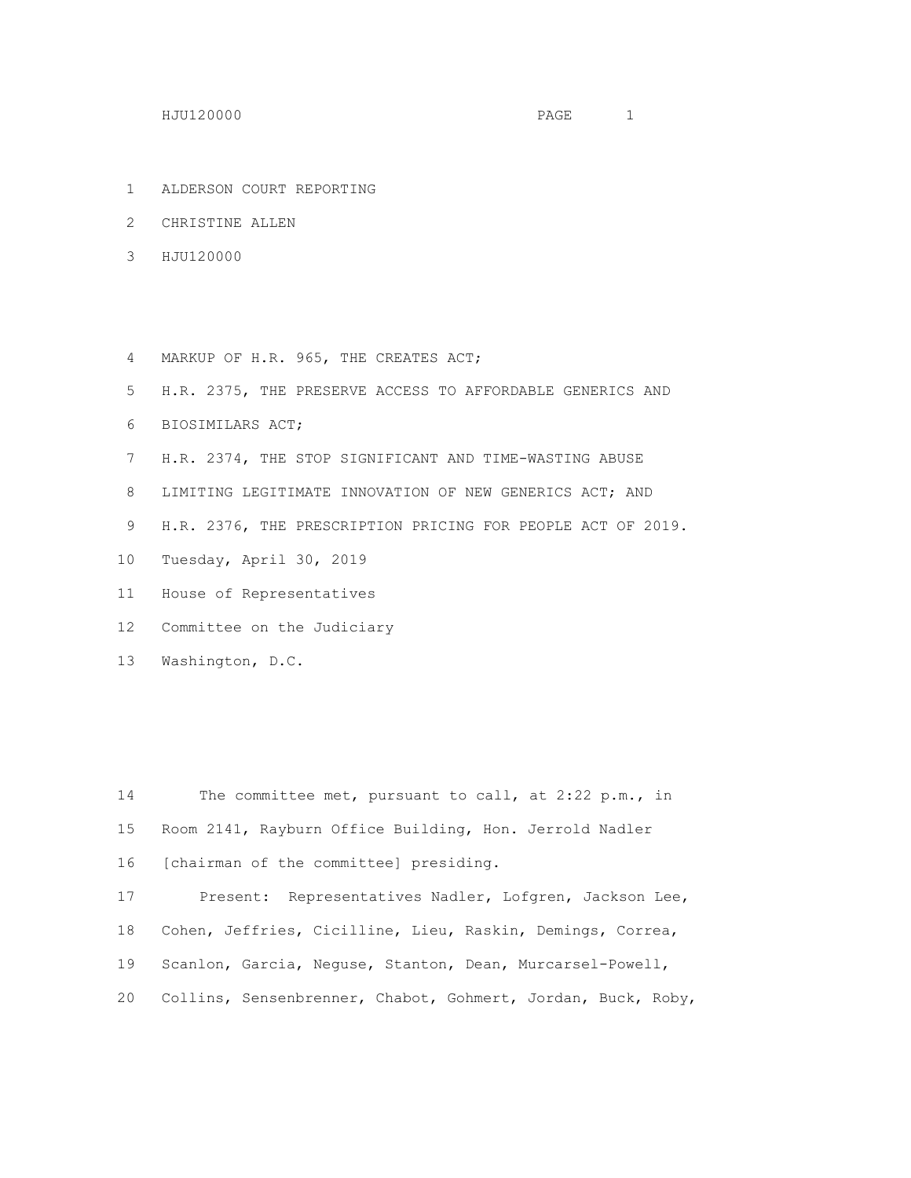ALDERSON COURT REPORTING

CHRISTINE ALLEN

HJU120000

MARKUP OF H.R. 965, THE CREATES ACT;

H.R. 2375, THE PRESERVE ACCESS TO AFFORDABLE GENERICS AND BIOSIMILARS ACT;

H.R. 2374, THE STOP SIGNIFICANT AND TIME-WASTING ABUSE LIMITING LEGITIMATE INNOVATION OF NEW GENERICS ACT; AND

H.R. 2376, THE PRESCRIPTION PRICING FOR PEOPLE ACT OF 2019.

Tuesday, April 30, 2019

House of Representatives

Committee on the Judiciary

Washington, D.C.

The committee met, pursuant to call, at 2:22 p.m., in Room 2141, Rayburn Office Building, Hon. Jerrold Nadler [chairman of the committee] presiding.

Present: Representatives Nadler, Lofgren, Jackson Lee, Cohen, Jeffries, Cicilline, Lieu, Raskin, Demings, Correa, Scanlon, Garcia, Neguse, Stanton, Dean, Murcarsel-Powell, Collins, Sensenbrenner, Chabot, Gohmert, Jordan, Buck, Roby,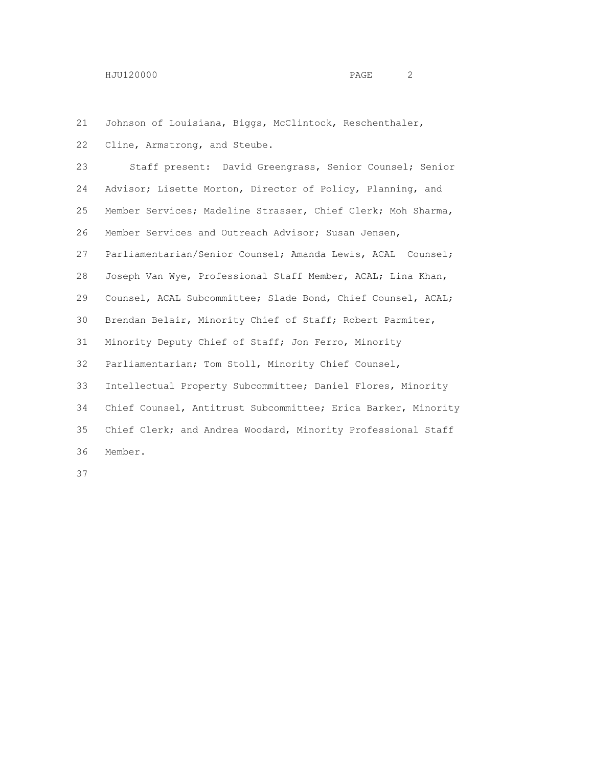Johnson of Louisiana, Biggs, McClintock, Reschenthaler, Cline, Armstrong, and Steube.

Staff present: David Greengrass, Senior Counsel; Senior Advisor; Lisette Morton, Director of Policy, Planning, and Member Services; Madeline Strasser, Chief Clerk; Moh Sharma, Member Services and Outreach Advisor; Susan Jensen, Parliamentarian/Senior Counsel; Amanda Lewis, ACAL Counsel; Joseph Van Wye, Professional Staff Member, ACAL; Lina Khan, Counsel, ACAL Subcommittee; Slade Bond, Chief Counsel, ACAL; Brendan Belair, Minority Chief of Staff; Robert Parmiter, Minority Deputy Chief of Staff; Jon Ferro, Minority Parliamentarian; Tom Stoll, Minority Chief Counsel, Intellectual Property Subcommittee; Daniel Flores, Minority Chief Counsel, Antitrust Subcommittee; Erica Barker, Minority Chief Clerk; and Andrea Woodard, Minority Professional Staff Member.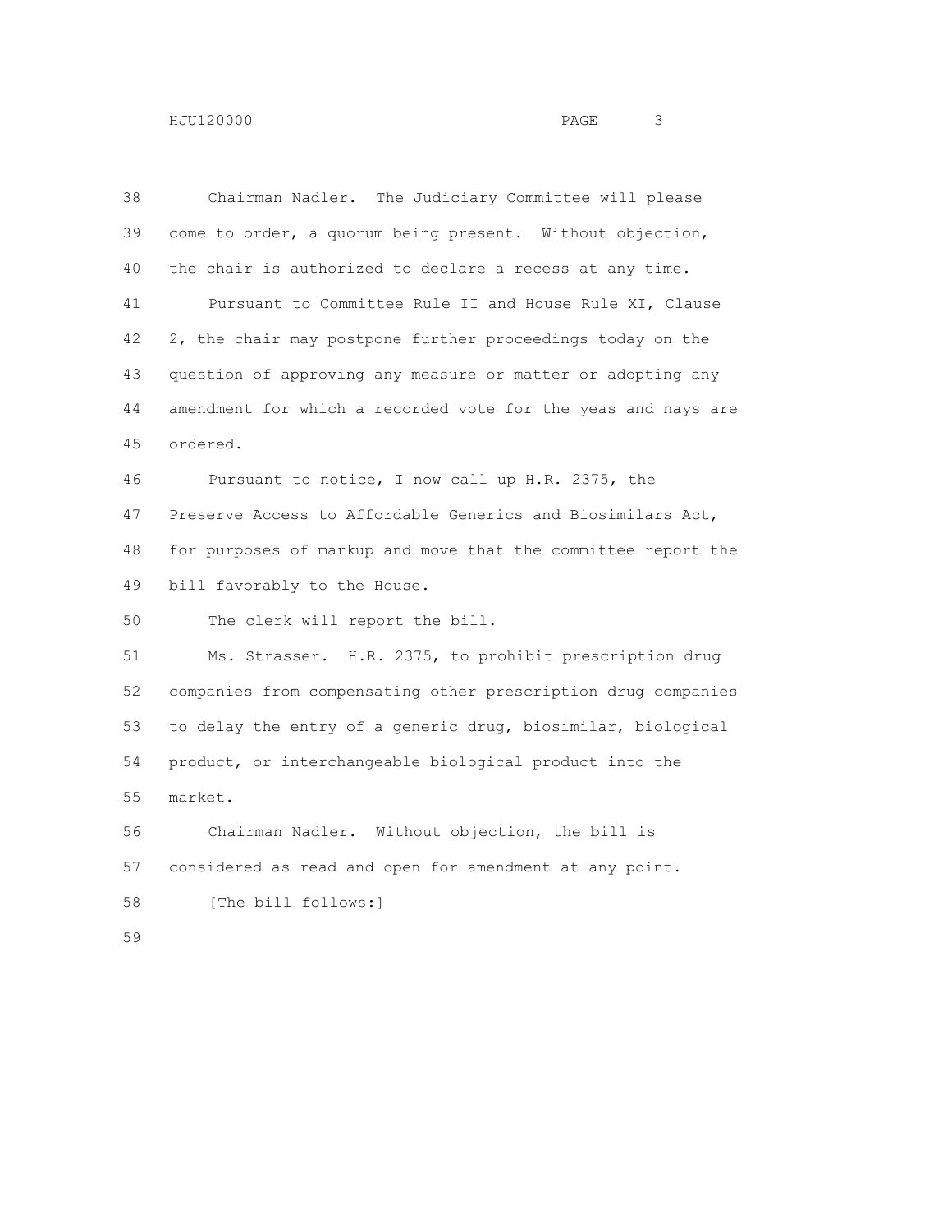Chairman Nadler. The Judiciary Committee will please come to order, a quorum being present. Without objection, the chair is authorized to declare a recess at any time.

Pursuant to Committee Rule II and House Rule XI, Clause 2, the chair may postpone further proceedings today on the question of approving any measure or matter or adopting any amendment for which a recorded vote for the yeas and nays are ordered.

Pursuant to notice, I now call up H.R. 2375, the Preserve Access to Affordable Generics and Biosimilars Act, for purposes of markup and move that the committee report the bill favorably to the House.

The clerk will report the bill.

Ms. Strasser. H.R. 2375, to prohibit prescription drug companies from compensating other prescription drug companies to delay the entry of a generic drug, biosimilar, biological product, or interchangeable biological product into the market.

Chairman Nadler. Without objection, the bill is considered as read and open for amendment at any point.

[The bill follows:]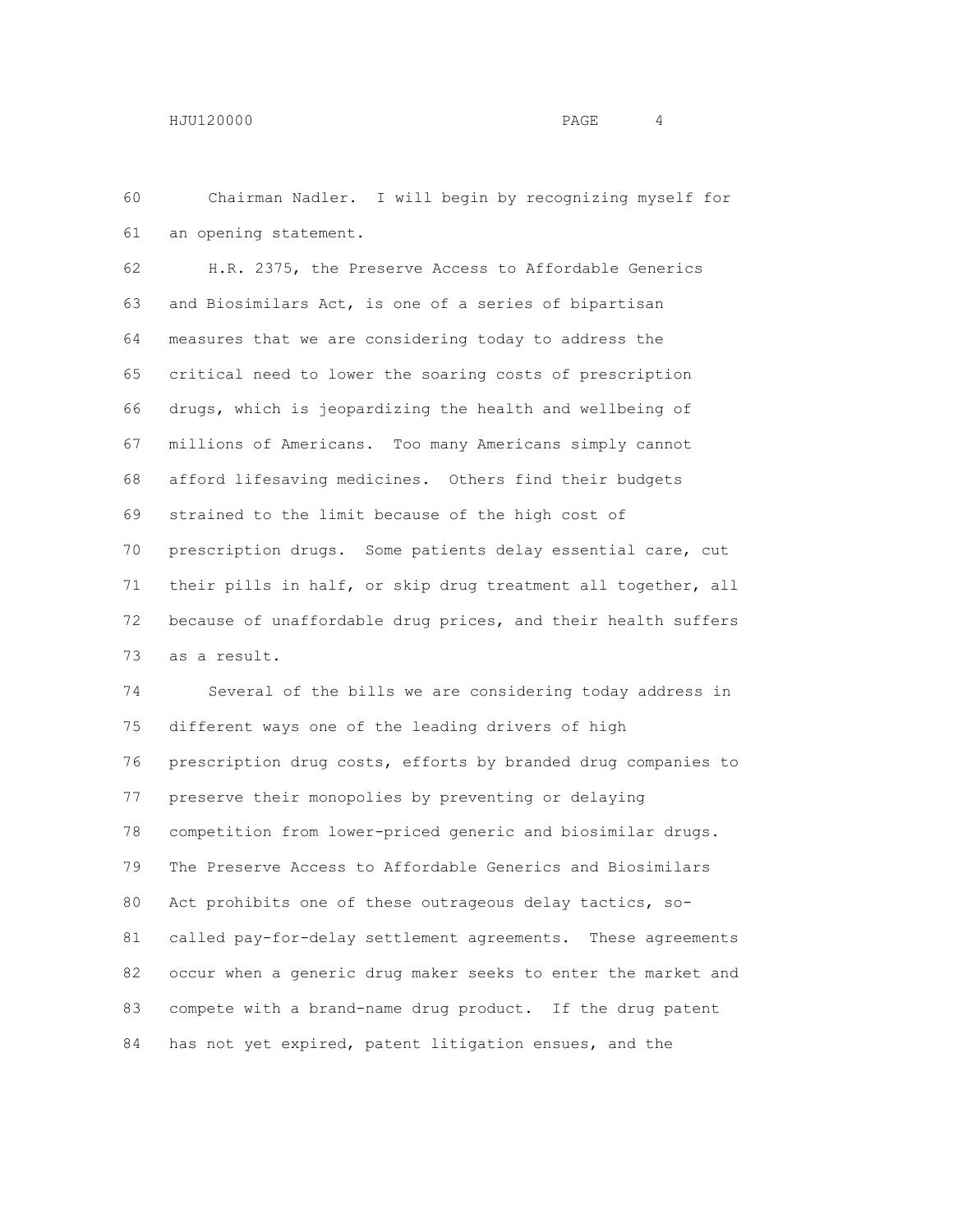Chairman Nadler. I will begin by recognizing myself for an opening statement.

H.R. 2375, the Preserve Access to Affordable Generics and Biosimilars Act, is one of a series of bipartisan measures that we are considering today to address the critical need to lower the soaring costs of prescription drugs, which is jeopardizing the health and wellbeing of millions of Americans. Too many Americans simply cannot afford lifesaving medicines. Others find their budgets strained to the limit because of the high cost of prescription drugs. Some patients delay essential care, cut their pills in half, or skip drug treatment all together, all because of unaffordable drug prices, and their health suffers as a result.

Several of the bills we are considering today address in different ways one of the leading drivers of high prescription drug costs, efforts by branded drug companies to preserve their monopolies by preventing or delaying competition from lower-priced generic and biosimilar drugs. The Preserve Access to Affordable Generics and Biosimilars Act prohibits one of these outrageous delay tactics, so-called pay-for-delay settlement agreements. These agreements occur when a generic drug maker seeks to enter the market and compete with a brand-name drug product. If the drug patent has not yet expired, patent litigation ensues, and the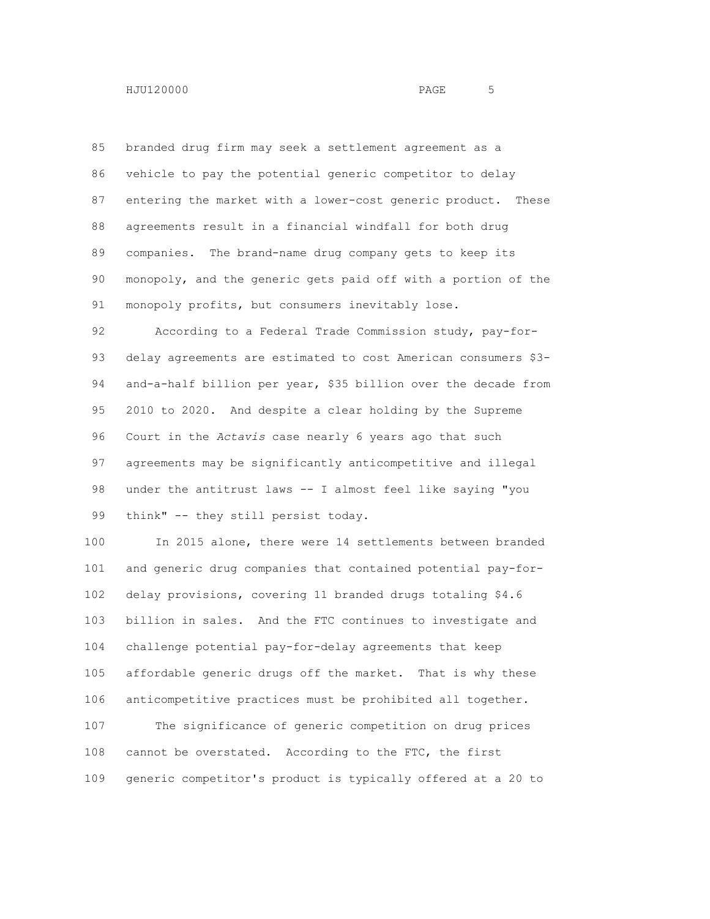branded drug firm may seek a settlement agreement as a vehicle to pay the potential generic competitor to delay entering the market with a lower-cost generic product. These agreements result in a financial windfall for both drug companies. The brand-name drug company gets to keep its monopoly, and the generic gets paid off with a portion of the monopoly profits, but consumers inevitably lose.

According to a Federal Trade Commission study, pay-for-delay agreements are estimated to cost American consumers $3-and-a-half billion per year, $35 billion over the decade from 2010 to 2020. And despite a clear holding by the Supreme Court in the *Actavis* case nearly 6 years ago that such agreements may be significantly anticompetitive and illegal under the antitrust laws -- I almost feel like saying "you think" -- they still persist today.

In 2015 alone, there were 14 settlements between branded and generic drug companies that contained potential pay-for-delay provisions, covering 11 branded drugs totaling $4.6 billion in sales. And the FTC continues to investigate and challenge potential pay-for-delay agreements that keep affordable generic drugs off the market. That is why these anticompetitive practices must be prohibited all together.

The significance of generic competition on drug prices cannot be overstated. According to the FTC, the first generic competitor's product is typically offered at a 20 to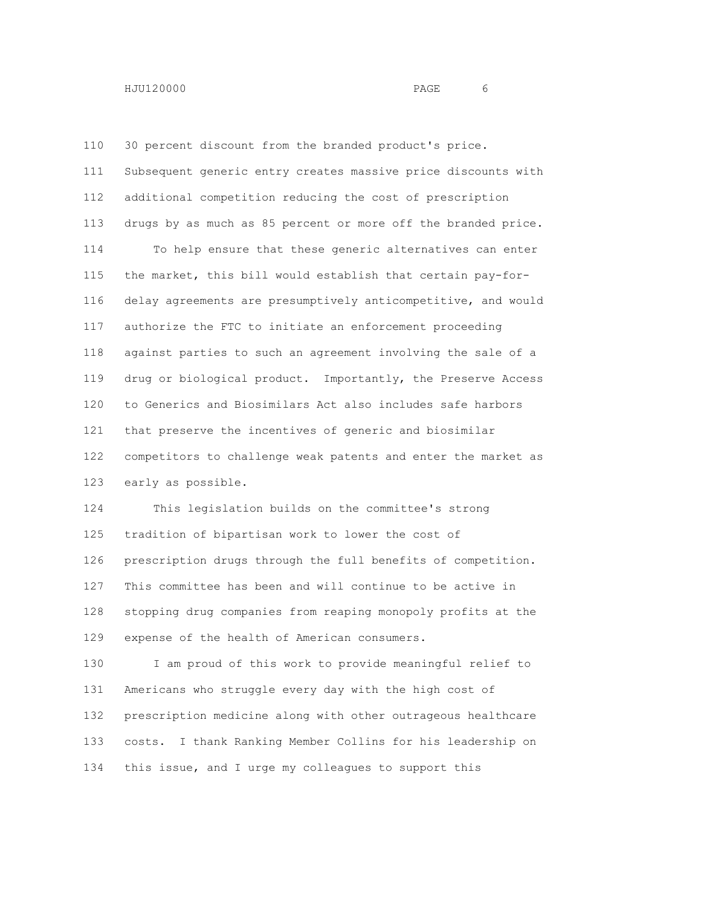30 percent discount from the branded product's price. Subsequent generic entry creates massive price discounts with additional competition reducing the cost of prescription drugs by as much as 85 percent or more off the branded price.

To help ensure that these generic alternatives can enter the market, this bill would establish that certain pay-for-delay agreements are presumptively anticompetitive, and would authorize the FTC to initiate an enforcement proceeding against parties to such an agreement involving the sale of a drug or biological product. Importantly, the Preserve Access to Generics and Biosimilars Act also includes safe harbors that preserve the incentives of generic and biosimilar competitors to challenge weak patents and enter the market as early as possible.

This legislation builds on the committee's strong tradition of bipartisan work to lower the cost of prescription drugs through the full benefits of competition. This committee has been and will continue to be active in stopping drug companies from reaping monopoly profits at the expense of the health of American consumers.

I am proud of this work to provide meaningful relief to Americans who struggle every day with the high cost of prescription medicine along with other outrageous healthcare costs. I thank Ranking Member Collins for his leadership on this issue, and I urge my colleagues to support this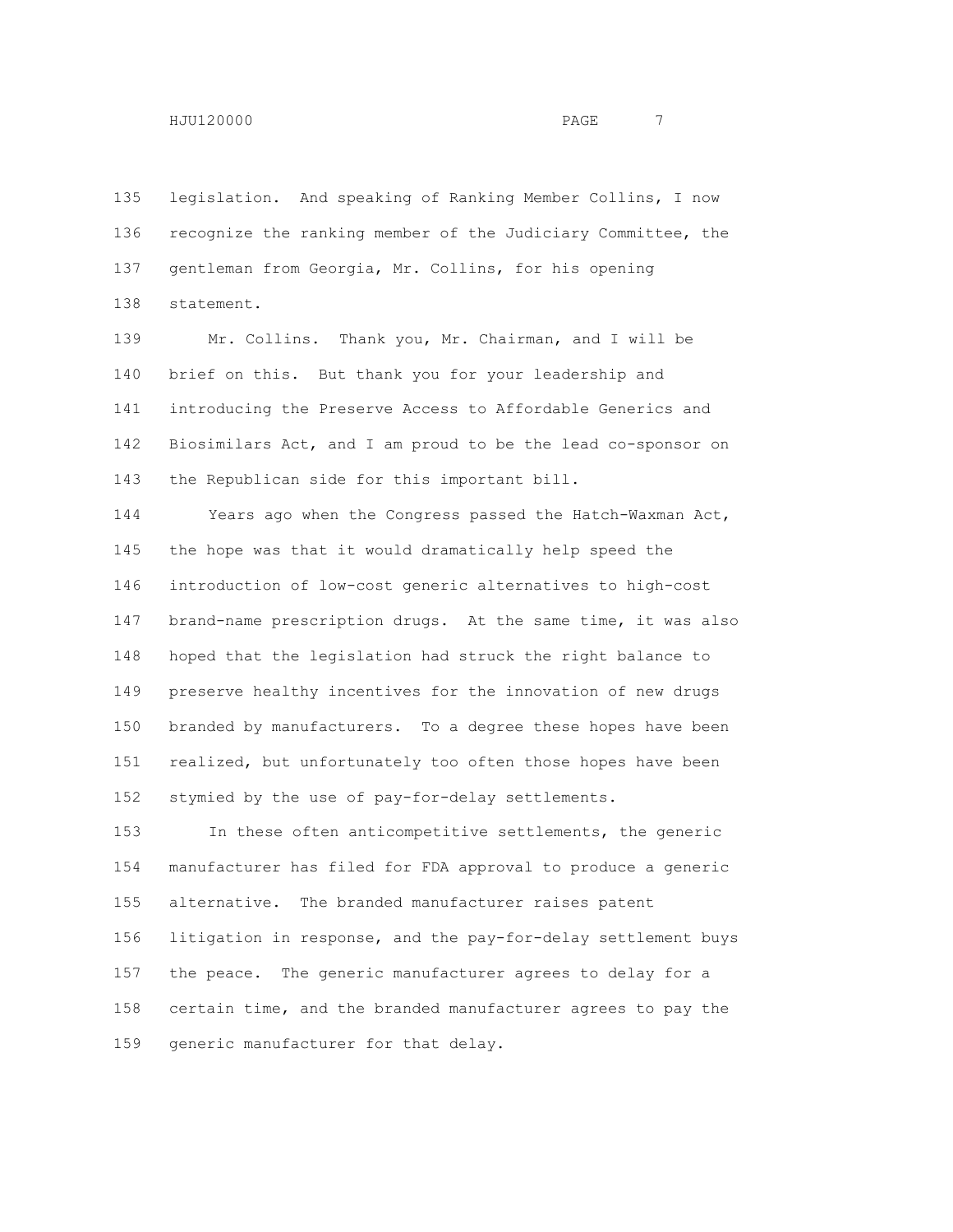legislation. And speaking of Ranking Member Collins, I now recognize the ranking member of the Judiciary Committee, the gentleman from Georgia, Mr. Collins, for his opening statement.

Mr. Collins. Thank you, Mr. Chairman, and I will be brief on this. But thank you for your leadership and introducing the Preserve Access to Affordable Generics and Biosimilars Act, and I am proud to be the lead co-sponsor on the Republican side for this important bill.

Years ago when the Congress passed the Hatch-Waxman Act, the hope was that it would dramatically help speed the introduction of low-cost generic alternatives to high-cost brand-name prescription drugs. At the same time, it was also hoped that the legislation had struck the right balance to preserve healthy incentives for the innovation of new drugs branded by manufacturers. To a degree these hopes have been realized, but unfortunately too often those hopes have been stymied by the use of pay-for-delay settlements.

In these often anticompetitive settlements, the generic manufacturer has filed for FDA approval to produce a generic alternative. The branded manufacturer raises patent litigation in response, and the pay-for-delay settlement buys the peace. The generic manufacturer agrees to delay for a certain time, and the branded manufacturer agrees to pay the generic manufacturer for that delay.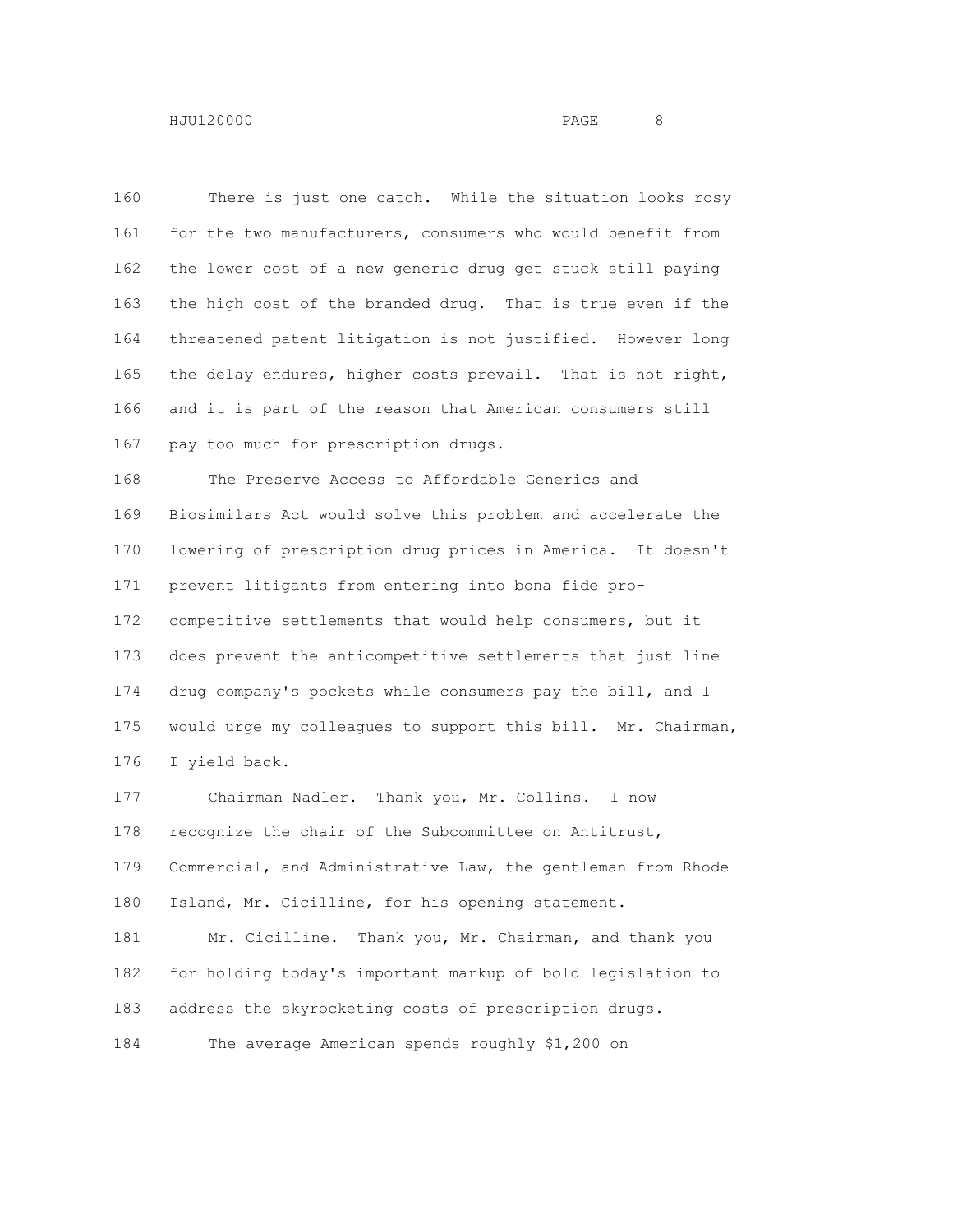There is just one catch. While the situation looks rosy for the two manufacturers, consumers who would benefit from the lower cost of a new generic drug get stuck still paying the high cost of the branded drug. That is true even if the threatened patent litigation is not justified. However long the delay endures, higher costs prevail. That is not right, and it is part of the reason that American consumers still pay too much for prescription drugs.

The Preserve Access to Affordable Generics and Biosimilars Act would solve this problem and accelerate the lowering of prescription drug prices in America. It doesn't prevent litigants from entering into bona fide pro-competitive settlements that would help consumers, but it does prevent the anticompetitive settlements that just line drug company's pockets while consumers pay the bill, and I would urge my colleagues to support this bill. Mr. Chairman, I yield back.

Chairman Nadler. Thank you, Mr. Collins. I now recognize the chair of the Subcommittee on Antitrust, Commercial, and Administrative Law, the gentleman from Rhode Island, Mr. Cicilline, for his opening statement.

Mr. Cicilline. Thank you, Mr. Chairman, and thank you for holding today's important markup of bold legislation to address the skyrocketing costs of prescription drugs.

The average American spends roughly $1,200 on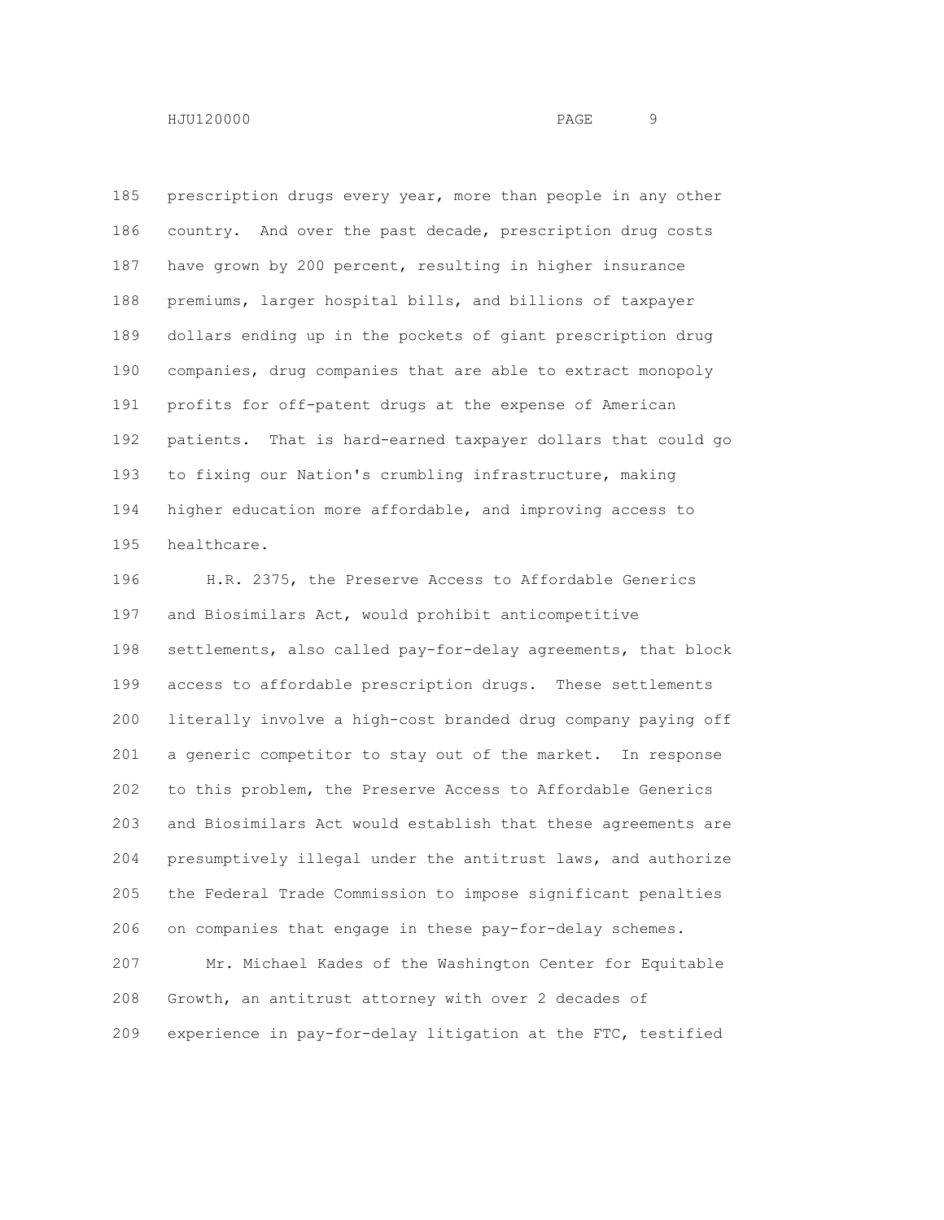prescription drugs every year, more than people in any other country. And over the past decade, prescription drug costs have grown by 200 percent, resulting in higher insurance premiums, larger hospital bills, and billions of taxpayer dollars ending up in the pockets of giant prescription drug companies, drug companies that are able to extract monopoly profits for off-patent drugs at the expense of American patients. That is hard-earned taxpayer dollars that could go to fixing our Nation's crumbling infrastructure, making higher education more affordable, and improving access to healthcare.

H.R. 2375, the Preserve Access to Affordable Generics and Biosimilars Act, would prohibit anticompetitive settlements, also called pay-for-delay agreements, that block access to affordable prescription drugs. These settlements literally involve a high-cost branded drug company paying off a generic competitor to stay out of the market. In response to this problem, the Preserve Access to Affordable Generics and Biosimilars Act would establish that these agreements are presumptively illegal under the antitrust laws, and authorize the Federal Trade Commission to impose significant penalties on companies that engage in these pay-for-delay schemes.

Mr. Michael Kades of the Washington Center for Equitable Growth, an antitrust attorney with over 2 decades of experience in pay-for-delay litigation at the FTC, testified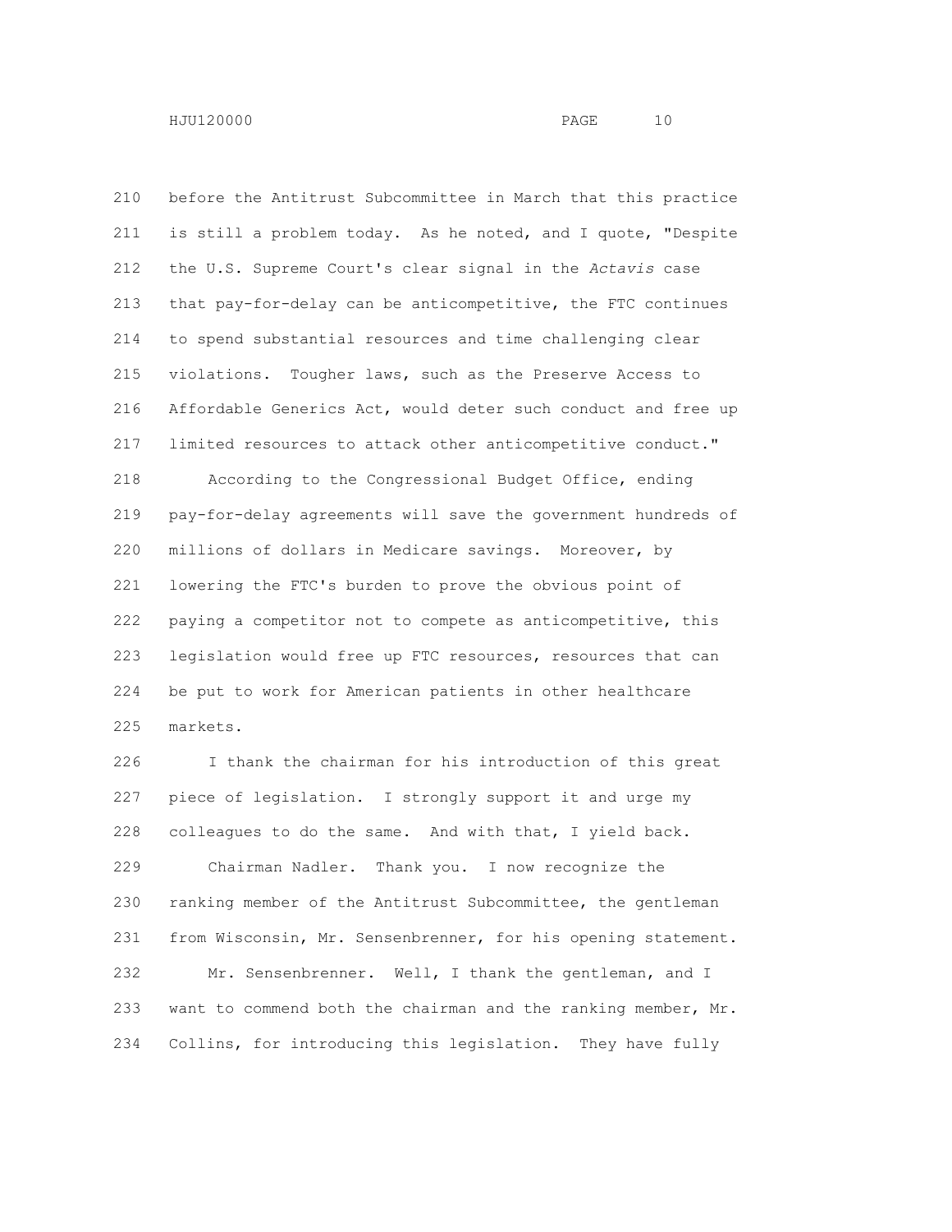before the Antitrust Subcommittee in March that this practice is still a problem today. As he noted, and I quote, "Despite the U.S. Supreme Court's clear signal in the *Actavis* case that pay-for-delay can be anticompetitive, the FTC continues to spend substantial resources and time challenging clear violations. Tougher laws, such as the Preserve Access to Affordable Generics Act, would deter such conduct and free up limited resources to attack other anticompetitive conduct."

According to the Congressional Budget Office, ending pay-for-delay agreements will save the government hundreds of millions of dollars in Medicare savings. Moreover, by lowering the FTC's burden to prove the obvious point of paying a competitor not to compete as anticompetitive, this legislation would free up FTC resources, resources that can be put to work for American patients in other healthcare markets.

I thank the chairman for his introduction of this great piece of legislation. I strongly support it and urge my colleagues to do the same. And with that, I yield back.

Chairman Nadler. Thank you. I now recognize the ranking member of the Antitrust Subcommittee, the gentleman from Wisconsin, Mr. Sensenbrenner, for his opening statement.

Mr. Sensenbrenner. Well, I thank the gentleman, and I want to commend both the chairman and the ranking member, Mr. Collins, for introducing this legislation. They have fully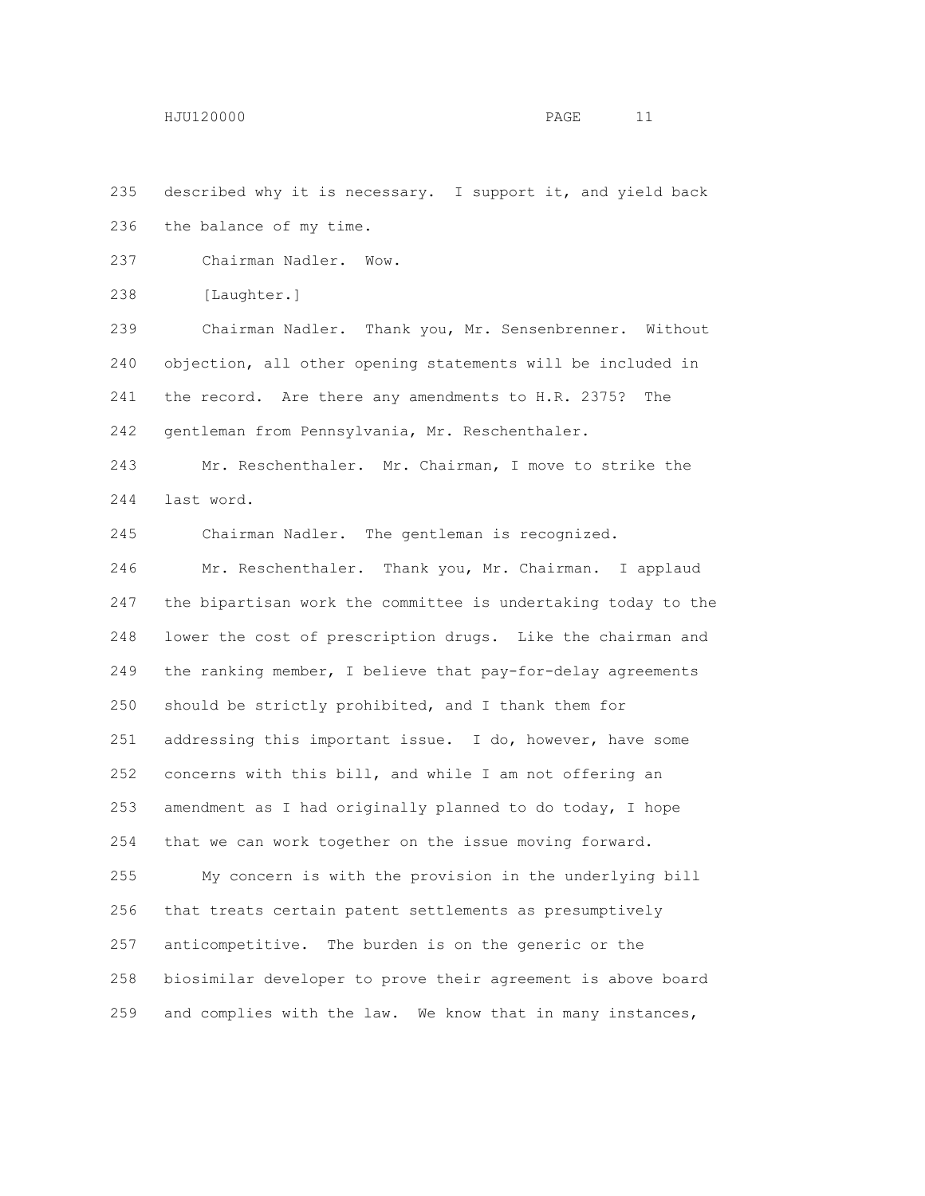described why it is necessary. I support it, and yield back the balance of my time.

Chairman Nadler. Wow.

[Laughter.]

Chairman Nadler. Thank you, Mr. Sensenbrenner. Without objection, all other opening statements will be included in the record. Are there any amendments to H.R. 2375? The gentleman from Pennsylvania, Mr. Reschenthaler.

Mr. Reschenthaler. Mr. Chairman, I move to strike the last word.

Chairman Nadler. The gentleman is recognized.

Mr. Reschenthaler. Thank you, Mr. Chairman. I applaud the bipartisan work the committee is undertaking today to the lower the cost of prescription drugs. Like the chairman and the ranking member, I believe that pay-for-delay agreements should be strictly prohibited, and I thank them for addressing this important issue. I do, however, have some concerns with this bill, and while I am not offering an amendment as I had originally planned to do today, I hope that we can work together on the issue moving forward.

My concern is with the provision in the underlying bill that treats certain patent settlements as presumptively anticompetitive. The burden is on the generic or the biosimilar developer to prove their agreement is above board and complies with the law. We know that in many instances,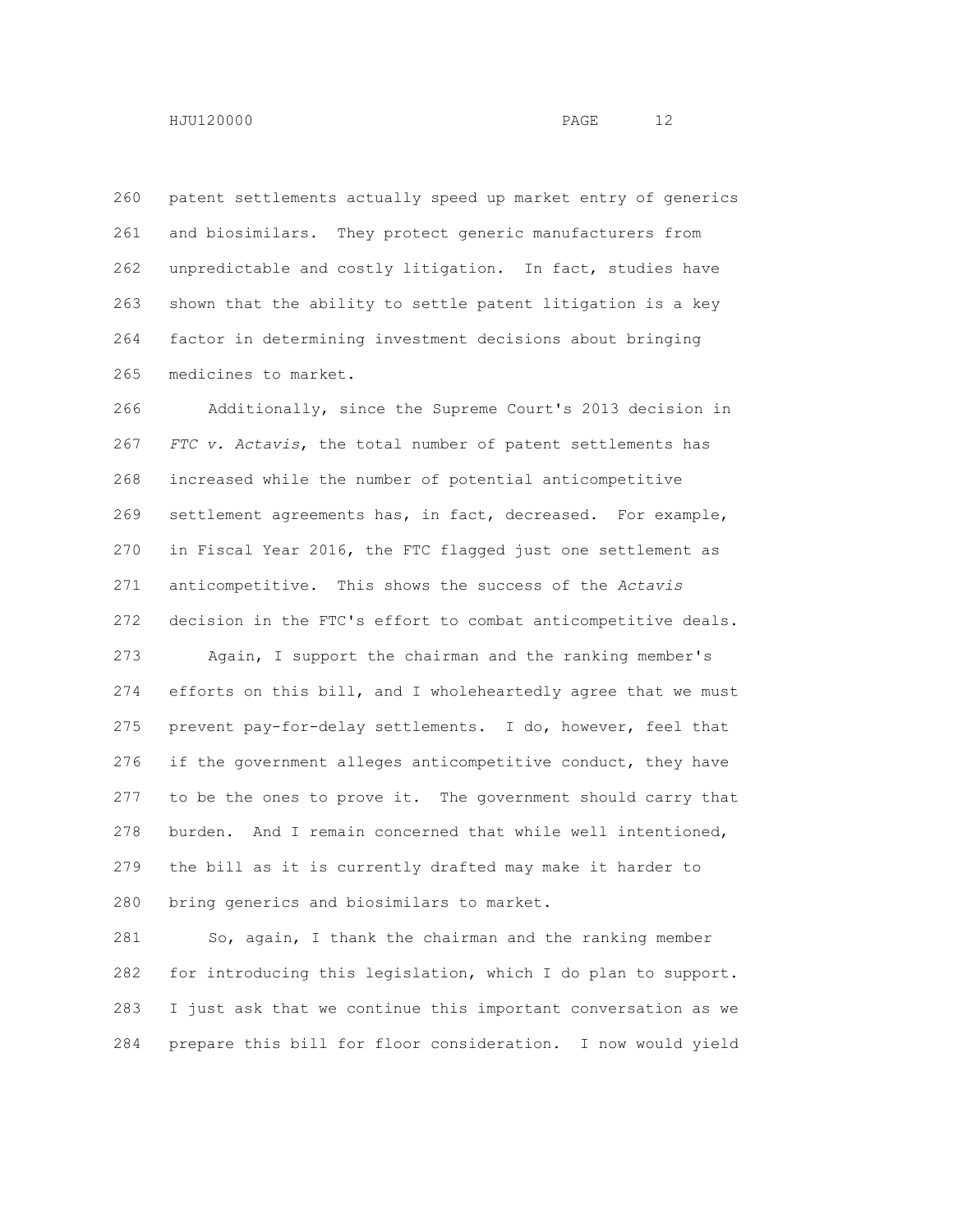patent settlements actually speed up market entry of generics and biosimilars. They protect generic manufacturers from unpredictable and costly litigation. In fact, studies have shown that the ability to settle patent litigation is a key factor in determining investment decisions about bringing medicines to market.

Additionally, since the Supreme Court's 2013 decision in *FTC v. Actavis*, the total number of patent settlements has increased while the number of potential anticompetitive settlement agreements has, in fact, decreased. For example, in Fiscal Year 2016, the FTC flagged just one settlement as anticompetitive. This shows the success of the *Actavis* decision in the FTC's effort to combat anticompetitive deals.

Again, I support the chairman and the ranking member's efforts on this bill, and I wholeheartedly agree that we must prevent pay-for-delay settlements. I do, however, feel that if the government alleges anticompetitive conduct, they have to be the ones to prove it. The government should carry that burden. And I remain concerned that while well intentioned, the bill as it is currently drafted may make it harder to bring generics and biosimilars to market.

So, again, I thank the chairman and the ranking member for introducing this legislation, which I do plan to support. I just ask that we continue this important conversation as we prepare this bill for floor consideration. I now would yield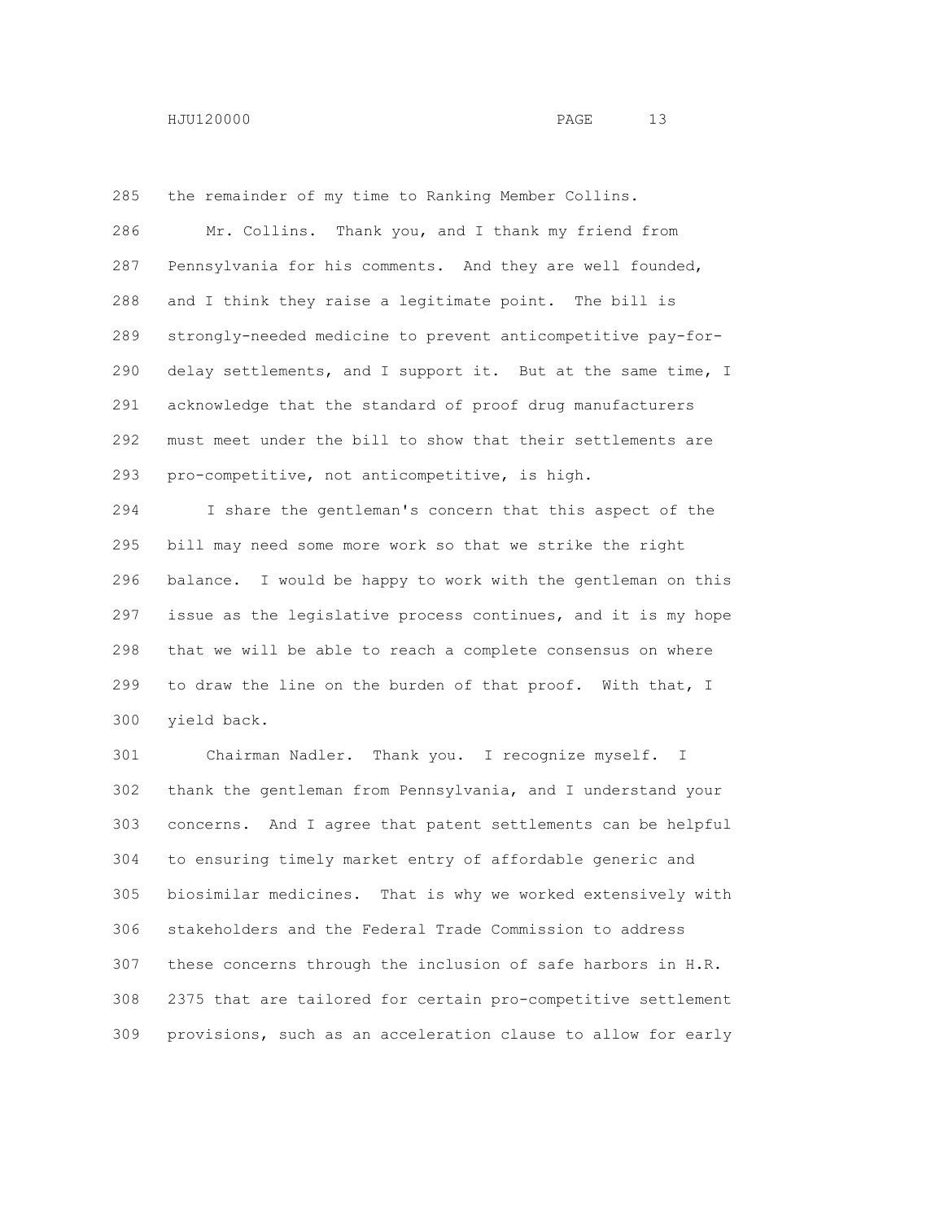the remainder of my time to Ranking Member Collins.

Mr. Collins. Thank you, and I thank my friend from Pennsylvania for his comments. And they are well founded, and I think they raise a legitimate point. The bill is strongly-needed medicine to prevent anticompetitive pay-for-delay settlements, and I support it. But at the same time, I acknowledge that the standard of proof drug manufacturers must meet under the bill to show that their settlements are pro-competitive, not anticompetitive, is high.

I share the gentleman's concern that this aspect of the bill may need some more work so that we strike the right balance. I would be happy to work with the gentleman on this issue as the legislative process continues, and it is my hope that we will be able to reach a complete consensus on where to draw the line on the burden of that proof. With that, I yield back.

Chairman Nadler. Thank you. I recognize myself. I thank the gentleman from Pennsylvania, and I understand your concerns. And I agree that patent settlements can be helpful to ensuring timely market entry of affordable generic and biosimilar medicines. That is why we worked extensively with stakeholders and the Federal Trade Commission to address these concerns through the inclusion of safe harbors in H.R. 2375 that are tailored for certain pro-competitive settlement provisions, such as an acceleration clause to allow for early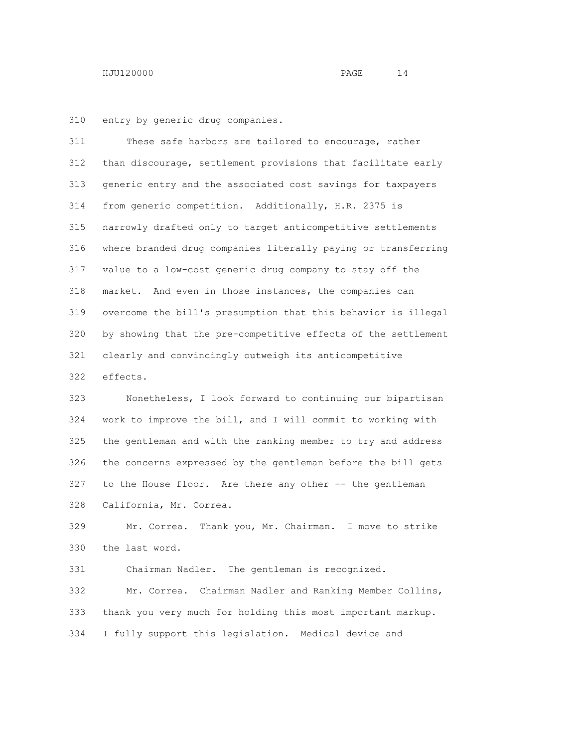entry by generic drug companies.

These safe harbors are tailored to encourage, rather than discourage, settlement provisions that facilitate early generic entry and the associated cost savings for taxpayers from generic competition. Additionally, H.R. 2375 is narrowly drafted only to target anticompetitive settlements where branded drug companies literally paying or transferring value to a low-cost generic drug company to stay off the market. And even in those instances, the companies can overcome the bill's presumption that this behavior is illegal by showing that the pre-competitive effects of the settlement clearly and convincingly outweigh its anticompetitive effects.

Nonetheless, I look forward to continuing our bipartisan work to improve the bill, and I will commit to working with the gentleman and with the ranking member to try and address the concerns expressed by the gentleman before the bill gets to the House floor. Are there any other -- the gentleman California, Mr. Correa.

Mr. Correa. Thank you, Mr. Chairman. I move to strike the last word.

Chairman Nadler. The gentleman is recognized.

Mr. Correa. Chairman Nadler and Ranking Member Collins, thank you very much for holding this most important markup. I fully support this legislation. Medical device and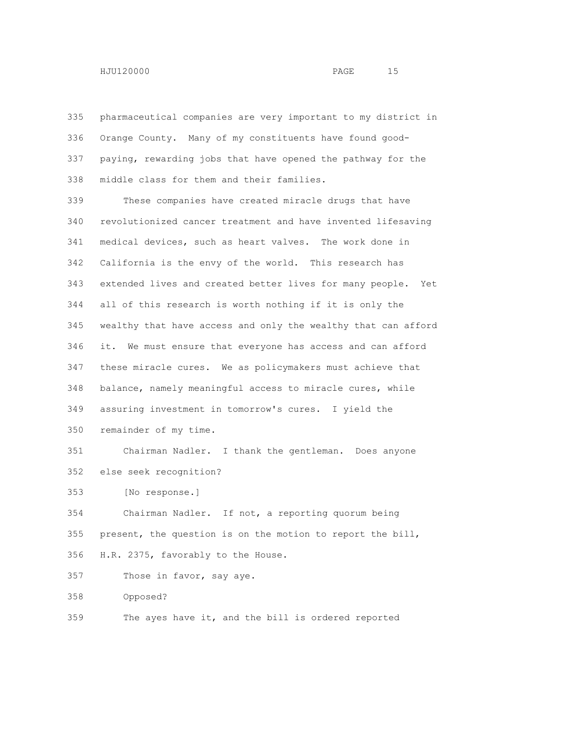pharmaceutical companies are very important to my district in Orange County. Many of my constituents have found good-paying, rewarding jobs that have opened the pathway for the middle class for them and their families.

These companies have created miracle drugs that have revolutionized cancer treatment and have invented lifesaving medical devices, such as heart valves. The work done in California is the envy of the world. This research has extended lives and created better lives for many people. Yet all of this research is worth nothing if it is only the wealthy that have access and only the wealthy that can afford it. We must ensure that everyone has access and can afford these miracle cures. We as policymakers must achieve that balance, namely meaningful access to miracle cures, while assuring investment in tomorrow's cures. I yield the remainder of my time.

Chairman Nadler. I thank the gentleman. Does anyone else seek recognition?

[No response.]

Chairman Nadler. If not, a reporting quorum being present, the question is on the motion to report the bill, H.R. 2375, favorably to the House.

Those in favor, say aye.

Opposed?

The ayes have it, and the bill is ordered reported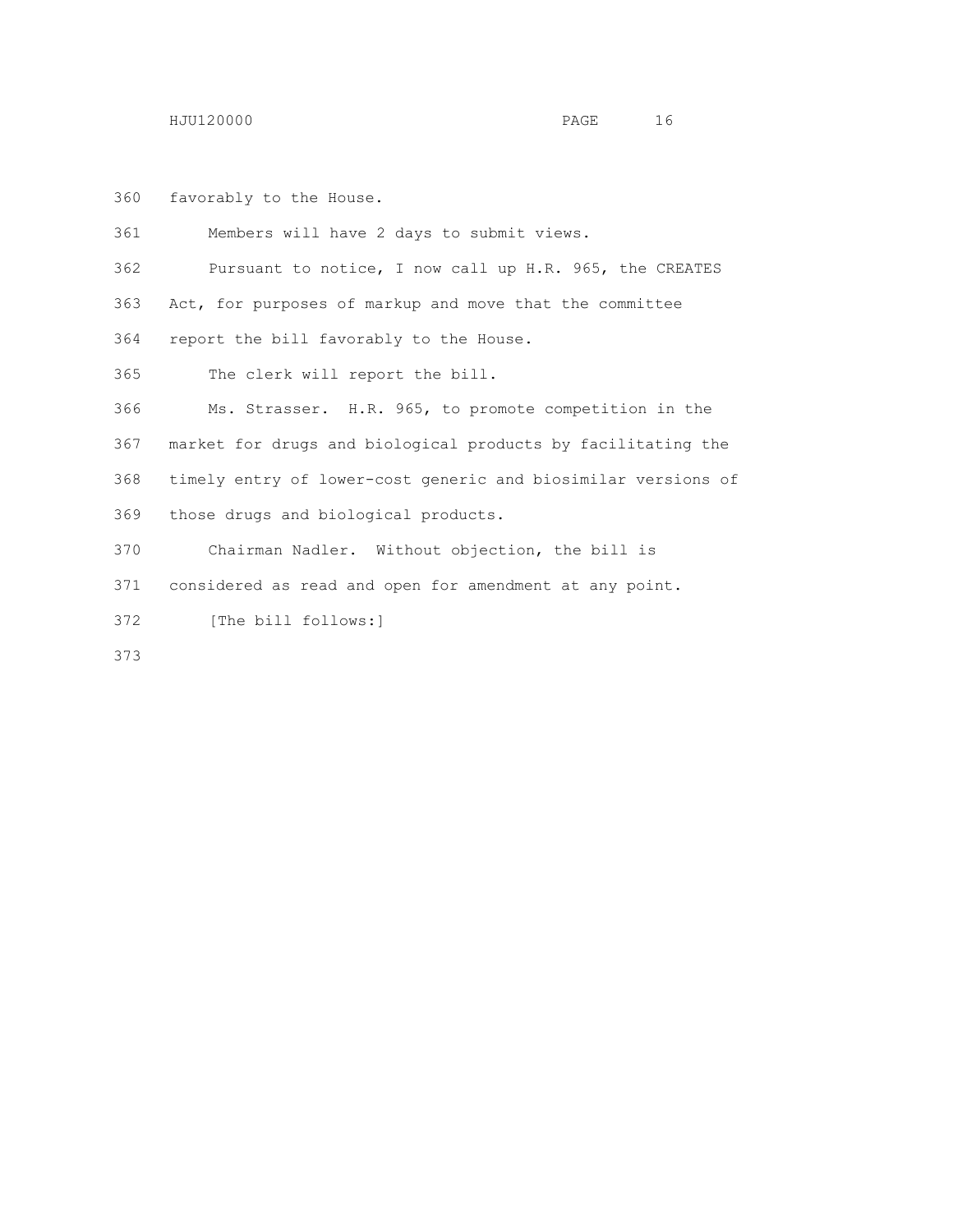favorably to the House.

Members will have 2 days to submit views.

Pursuant to notice, I now call up H.R. 965, the CREATES Act, for purposes of markup and move that the committee report the bill favorably to the House.

The clerk will report the bill.

Ms. Strasser. H.R. 965, to promote competition in the market for drugs and biological products by facilitating the timely entry of lower-cost generic and biosimilar versions of those drugs and biological products.

Chairman Nadler. Without objection, the bill is considered as read and open for amendment at any point.

[The bill follows:]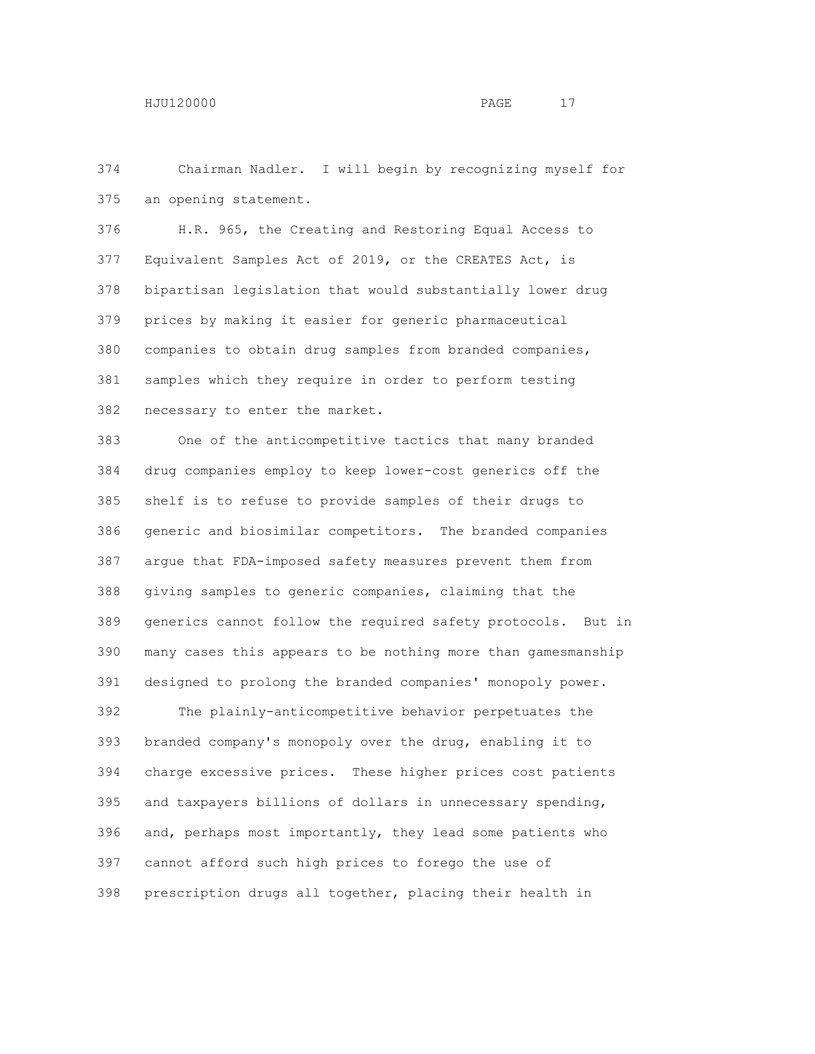Chairman Nadler. I will begin by recognizing myself for an opening statement.

H.R. 965, the Creating and Restoring Equal Access to Equivalent Samples Act of 2019, or the CREATES Act, is bipartisan legislation that would substantially lower drug prices by making it easier for generic pharmaceutical companies to obtain drug samples from branded companies, samples which they require in order to perform testing necessary to enter the market.

One of the anticompetitive tactics that many branded drug companies employ to keep lower-cost generics off the shelf is to refuse to provide samples of their drugs to generic and biosimilar competitors. The branded companies argue that FDA-imposed safety measures prevent them from giving samples to generic companies, claiming that the generics cannot follow the required safety protocols. But in many cases this appears to be nothing more than gamesmanship designed to prolong the branded companies' monopoly power.

The plainly-anticompetitive behavior perpetuates the branded company's monopoly over the drug, enabling it to charge excessive prices. These higher prices cost patients and taxpayers billions of dollars in unnecessary spending, and, perhaps most importantly, they lead some patients who cannot afford such high prices to forego the use of prescription drugs all together, placing their health in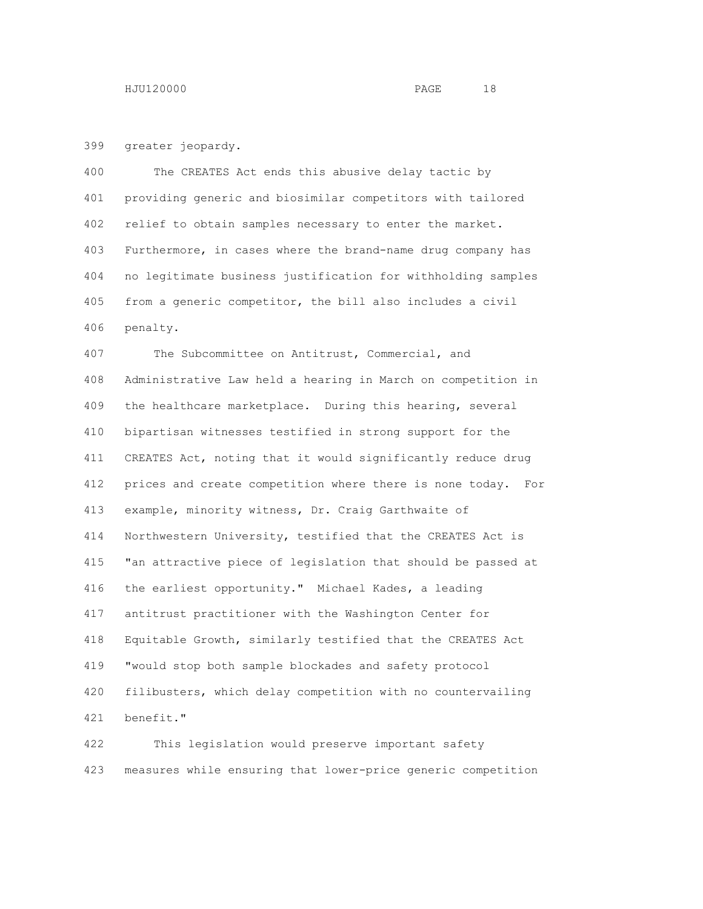greater jeopardy.

The CREATES Act ends this abusive delay tactic by providing generic and biosimilar competitors with tailored relief to obtain samples necessary to enter the market. Furthermore, in cases where the brand-name drug company has no legitimate business justification for withholding samples from a generic competitor, the bill also includes a civil penalty.

The Subcommittee on Antitrust, Commercial, and Administrative Law held a hearing in March on competition in the healthcare marketplace. During this hearing, several bipartisan witnesses testified in strong support for the CREATES Act, noting that it would significantly reduce drug prices and create competition where there is none today. For example, minority witness, Dr. Craig Garthwaite of Northwestern University, testified that the CREATES Act is "an attractive piece of legislation that should be passed at the earliest opportunity." Michael Kades, a leading antitrust practitioner with the Washington Center for Equitable Growth, similarly testified that the CREATES Act "would stop both sample blockades and safety protocol filibusters, which delay competition with no countervailing benefit."

This legislation would preserve important safety measures while ensuring that lower-price generic competition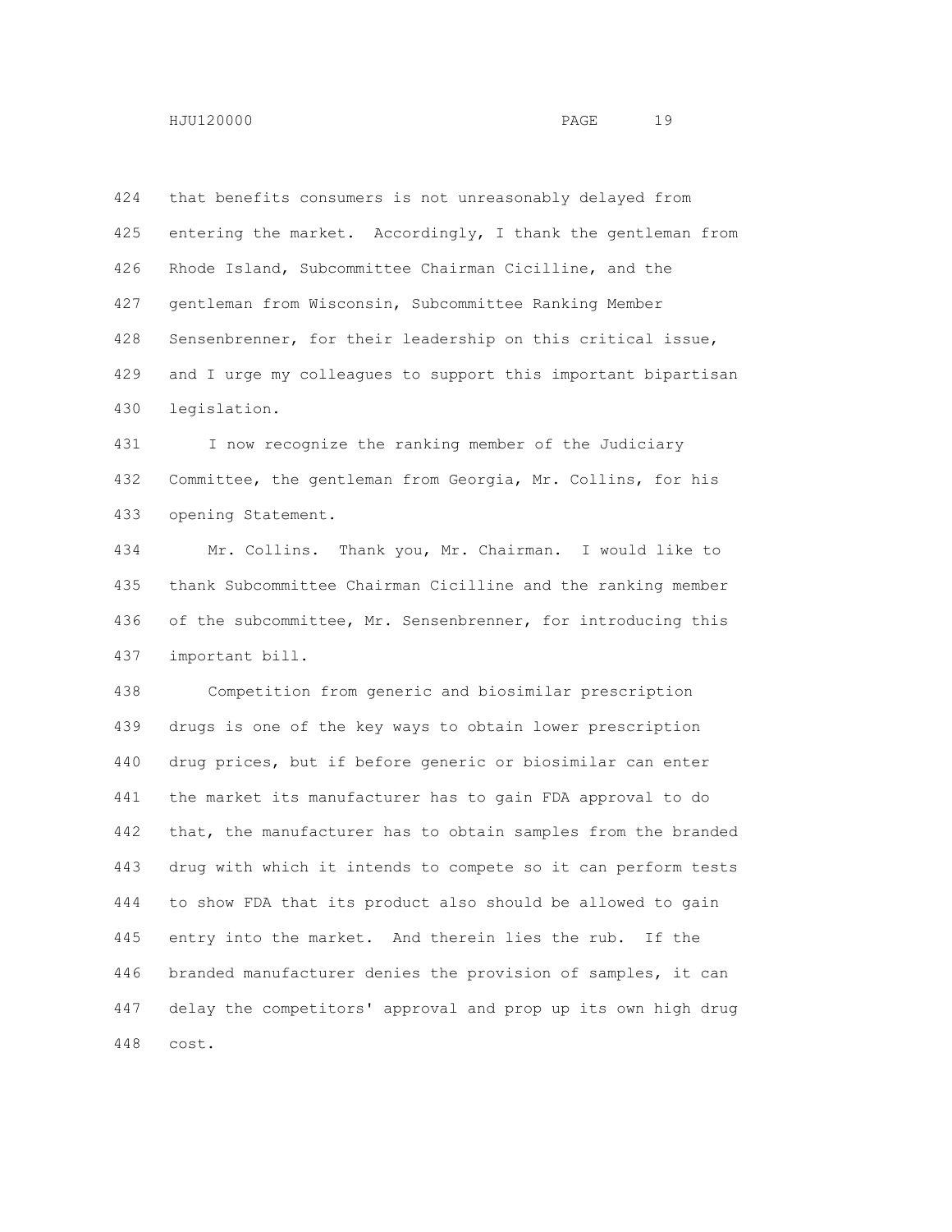that benefits consumers is not unreasonably delayed from entering the market. Accordingly, I thank the gentleman from Rhode Island, Subcommittee Chairman Cicilline, and the gentleman from Wisconsin, Subcommittee Ranking Member Sensenbrenner, for their leadership on this critical issue, and I urge my colleagues to support this important bipartisan legislation.

I now recognize the ranking member of the Judiciary Committee, the gentleman from Georgia, Mr. Collins, for his opening Statement.

Mr. Collins. Thank you, Mr. Chairman. I would like to thank Subcommittee Chairman Cicilline and the ranking member of the subcommittee, Mr. Sensenbrenner, for introducing this important bill.

Competition from generic and biosimilar prescription drugs is one of the key ways to obtain lower prescription drug prices, but if before generic or biosimilar can enter the market its manufacturer has to gain FDA approval to do that, the manufacturer has to obtain samples from the branded drug with which it intends to compete so it can perform tests to show FDA that its product also should be allowed to gain entry into the market. And therein lies the rub. If the branded manufacturer denies the provision of samples, it can delay the competitors' approval and prop up its own high drug cost.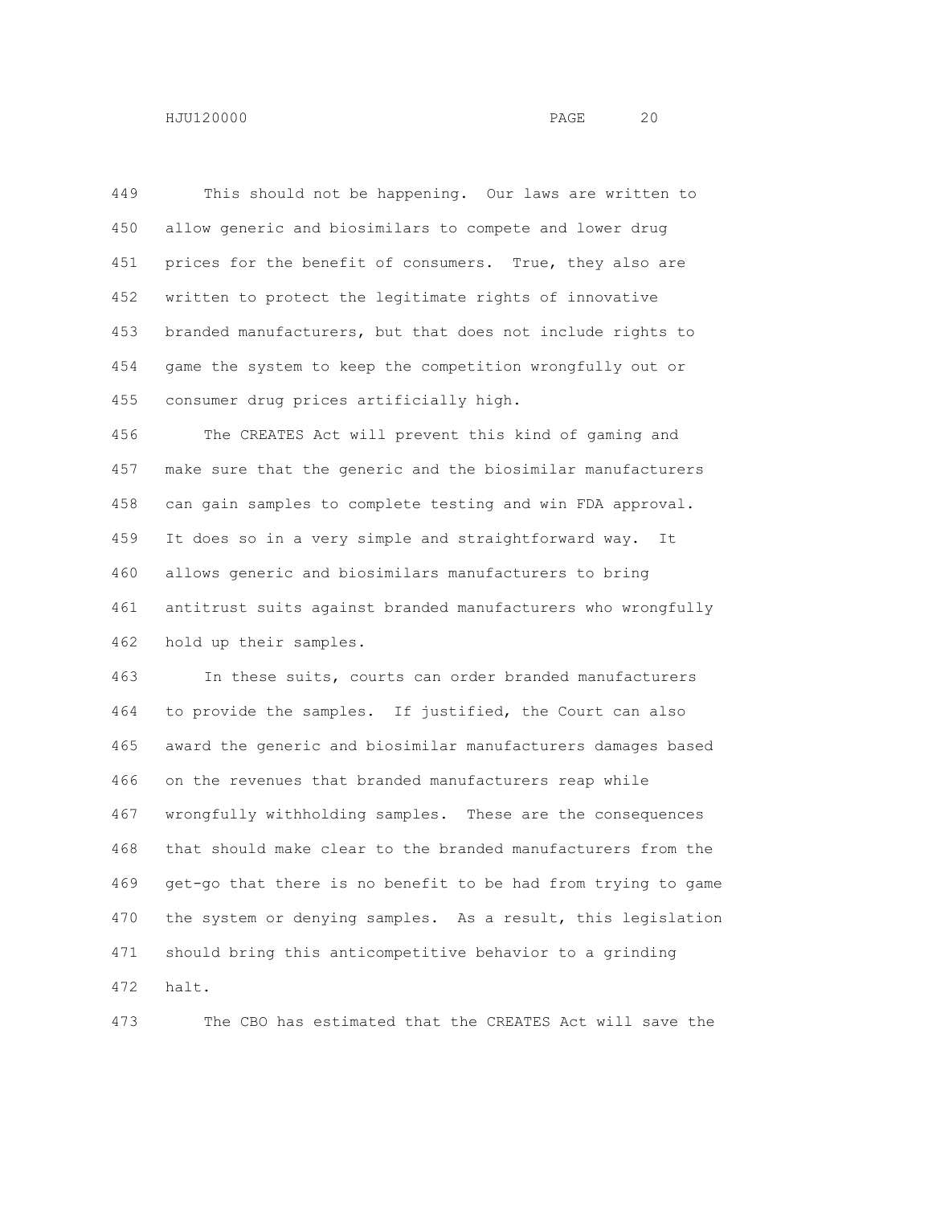This should not be happening. Our laws are written to allow generic and biosimilars to compete and lower drug prices for the benefit of consumers. True, they also are written to protect the legitimate rights of innovative branded manufacturers, but that does not include rights to game the system to keep the competition wrongfully out or consumer drug prices artificially high.

The CREATES Act will prevent this kind of gaming and make sure that the generic and the biosimilar manufacturers can gain samples to complete testing and win FDA approval. It does so in a very simple and straightforward way. It allows generic and biosimilars manufacturers to bring antitrust suits against branded manufacturers who wrongfully hold up their samples.

In these suits, courts can order branded manufacturers to provide the samples. If justified, the Court can also award the generic and biosimilar manufacturers damages based on the revenues that branded manufacturers reap while wrongfully withholding samples. These are the consequences that should make clear to the branded manufacturers from the get-go that there is no benefit to be had from trying to game the system or denying samples. As a result, this legislation should bring this anticompetitive behavior to a grinding halt.

The CBO has estimated that the CREATES Act will save the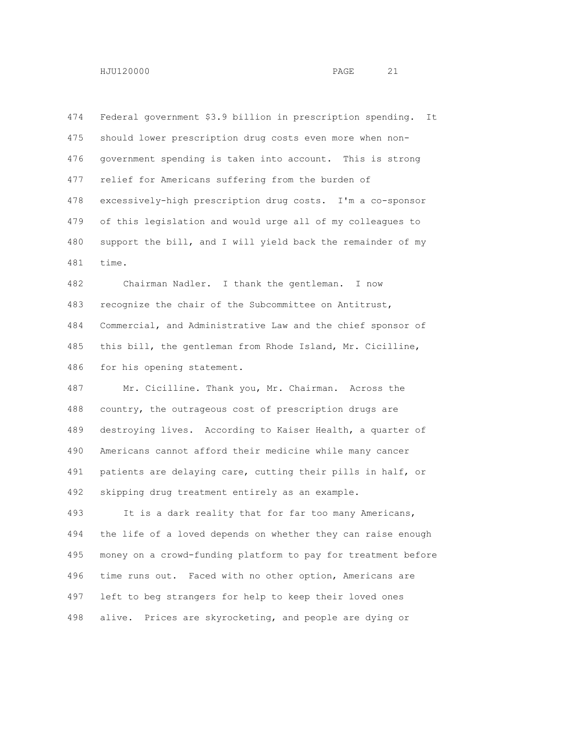Federal government $3.9 billion in prescription spending. It should lower prescription drug costs even more when non-government spending is taken into account. This is strong relief for Americans suffering from the burden of excessively-high prescription drug costs. I'm a co-sponsor of this legislation and would urge all of my colleagues to support the bill, and I will yield back the remainder of my time.

Chairman Nadler. I thank the gentleman. I now recognize the chair of the Subcommittee on Antitrust, Commercial, and Administrative Law and the chief sponsor of this bill, the gentleman from Rhode Island, Mr. Cicilline, for his opening statement.

Mr. Cicilline. Thank you, Mr. Chairman. Across the country, the outrageous cost of prescription drugs are destroying lives. According to Kaiser Health, a quarter of Americans cannot afford their medicine while many cancer patients are delaying care, cutting their pills in half, or skipping drug treatment entirely as an example.

It is a dark reality that for far too many Americans, the life of a loved depends on whether they can raise enough money on a crowd-funding platform to pay for treatment before time runs out. Faced with no other option, Americans are left to beg strangers for help to keep their loved ones alive. Prices are skyrocketing, and people are dying or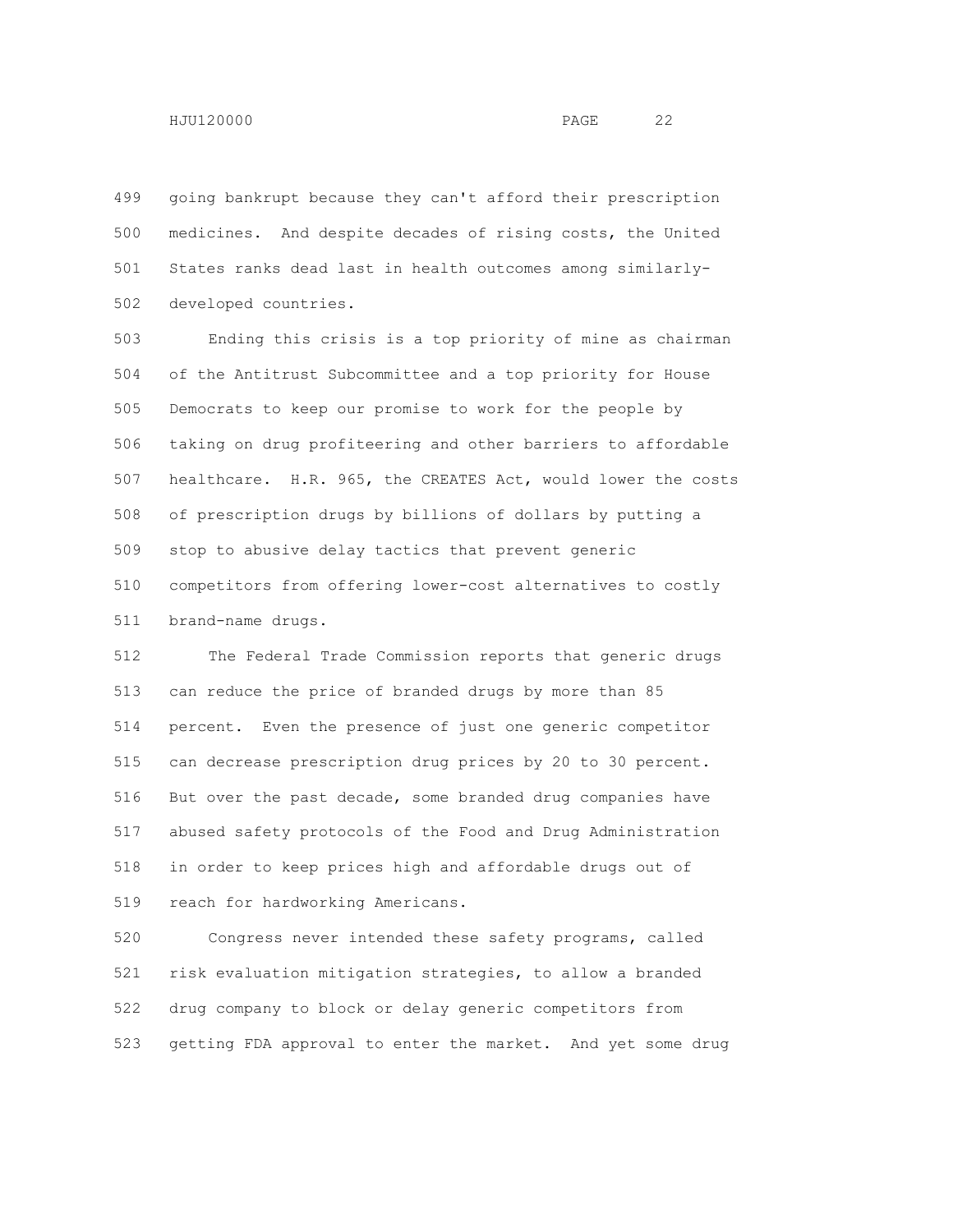going bankrupt because they can't afford their prescription medicines. And despite decades of rising costs, the United States ranks dead last in health outcomes among similarly-developed countries.

Ending this crisis is a top priority of mine as chairman of the Antitrust Subcommittee and a top priority for House Democrats to keep our promise to work for the people by taking on drug profiteering and other barriers to affordable healthcare. H.R. 965, the CREATES Act, would lower the costs of prescription drugs by billions of dollars by putting a stop to abusive delay tactics that prevent generic competitors from offering lower-cost alternatives to costly brand-name drugs.

The Federal Trade Commission reports that generic drugs can reduce the price of branded drugs by more than 85 percent. Even the presence of just one generic competitor can decrease prescription drug prices by 20 to 30 percent. But over the past decade, some branded drug companies have abused safety protocols of the Food and Drug Administration in order to keep prices high and affordable drugs out of reach for hardworking Americans.

Congress never intended these safety programs, called risk evaluation mitigation strategies, to allow a branded drug company to block or delay generic competitors from getting FDA approval to enter the market. And yet some drug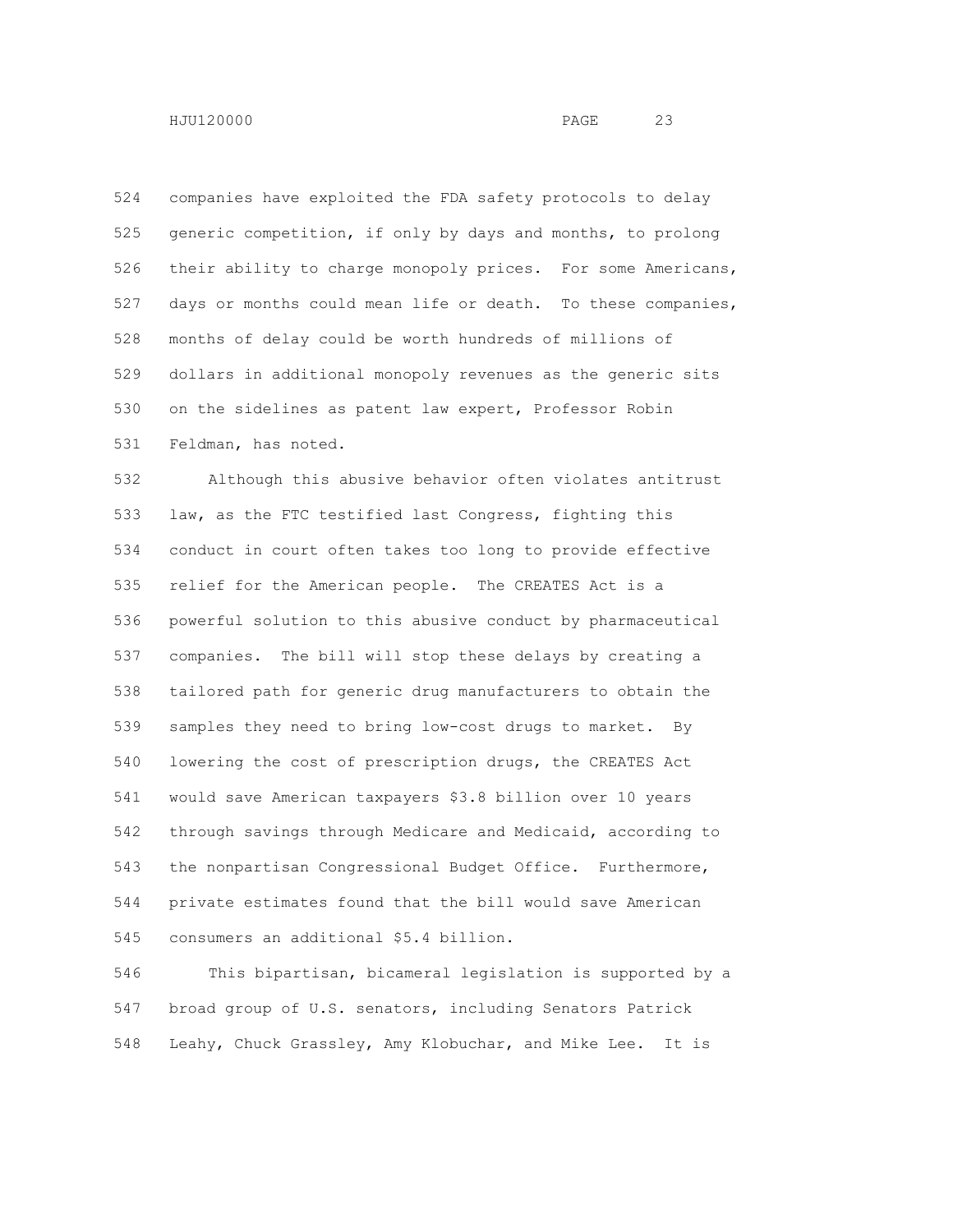companies have exploited the FDA safety protocols to delay generic competition, if only by days and months, to prolong their ability to charge monopoly prices. For some Americans, days or months could mean life or death. To these companies, months of delay could be worth hundreds of millions of dollars in additional monopoly revenues as the generic sits on the sidelines as patent law expert, Professor Robin Feldman, has noted.

Although this abusive behavior often violates antitrust law, as the FTC testified last Congress, fighting this conduct in court often takes too long to provide effective relief for the American people. The CREATES Act is a powerful solution to this abusive conduct by pharmaceutical companies. The bill will stop these delays by creating a tailored path for generic drug manufacturers to obtain the samples they need to bring low-cost drugs to market. By lowering the cost of prescription drugs, the CREATES Act would save American taxpayers $3.8 billion over 10 years through savings through Medicare and Medicaid, according to the nonpartisan Congressional Budget Office. Furthermore, private estimates found that the bill would save American consumers an additional $5.4 billion.

This bipartisan, bicameral legislation is supported by a broad group of U.S. senators, including Senators Patrick Leahy, Chuck Grassley, Amy Klobuchar, and Mike Lee. It is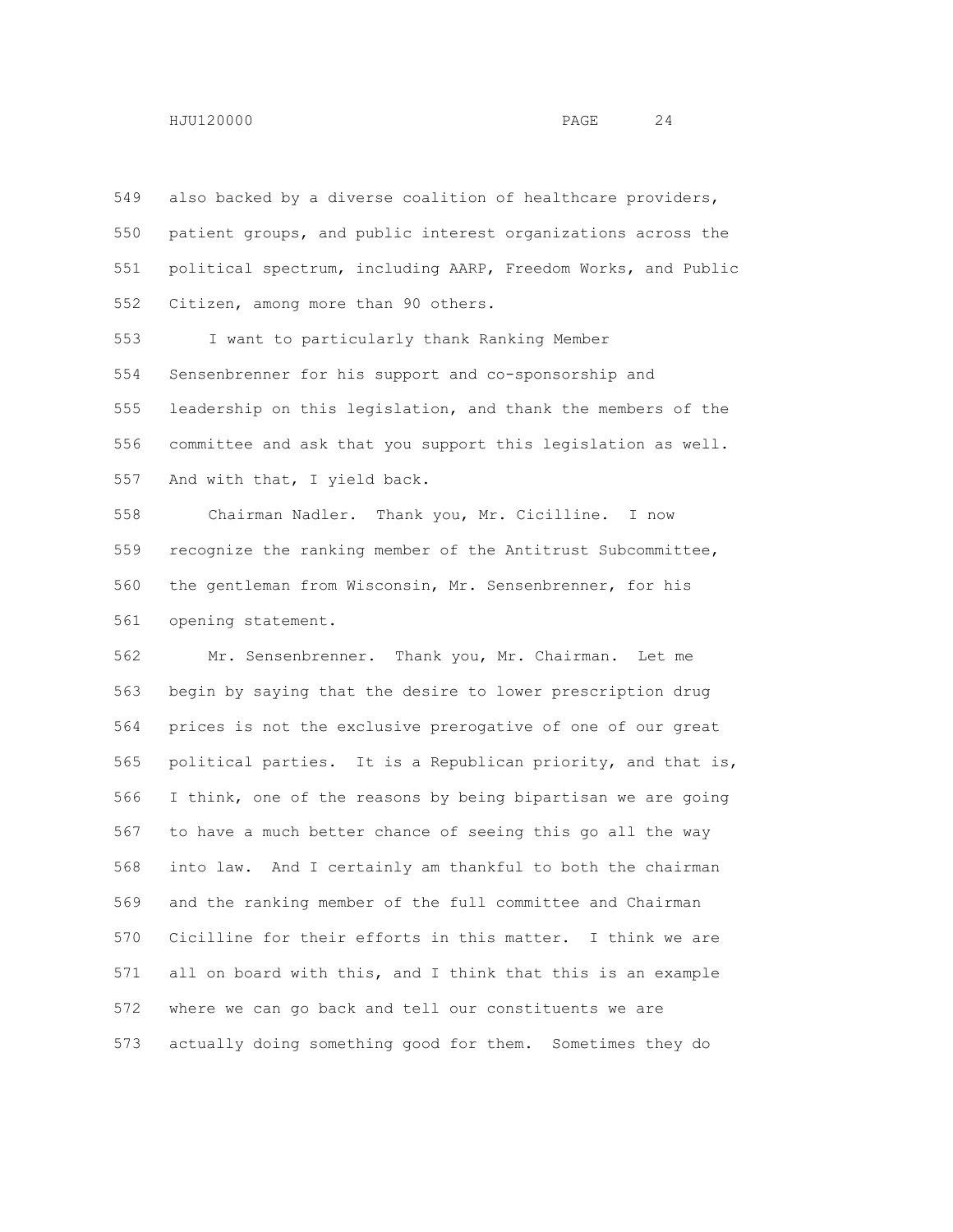also backed by a diverse coalition of healthcare providers, patient groups, and public interest organizations across the political spectrum, including AARP, Freedom Works, and Public Citizen, among more than 90 others.

I want to particularly thank Ranking Member Sensenbrenner for his support and co-sponsorship and leadership on this legislation, and thank the members of the committee and ask that you support this legislation as well. And with that, I yield back.

Chairman Nadler. Thank you, Mr. Cicilline. I now recognize the ranking member of the Antitrust Subcommittee, the gentleman from Wisconsin, Mr. Sensenbrenner, for his opening statement.

Mr. Sensenbrenner. Thank you, Mr. Chairman. Let me begin by saying that the desire to lower prescription drug prices is not the exclusive prerogative of one of our great political parties. It is a Republican priority, and that is, I think, one of the reasons by being bipartisan we are going to have a much better chance of seeing this go all the way into law. And I certainly am thankful to both the chairman and the ranking member of the full committee and Chairman Cicilline for their efforts in this matter. I think we are all on board with this, and I think that this is an example where we can go back and tell our constituents we are actually doing something good for them. Sometimes they do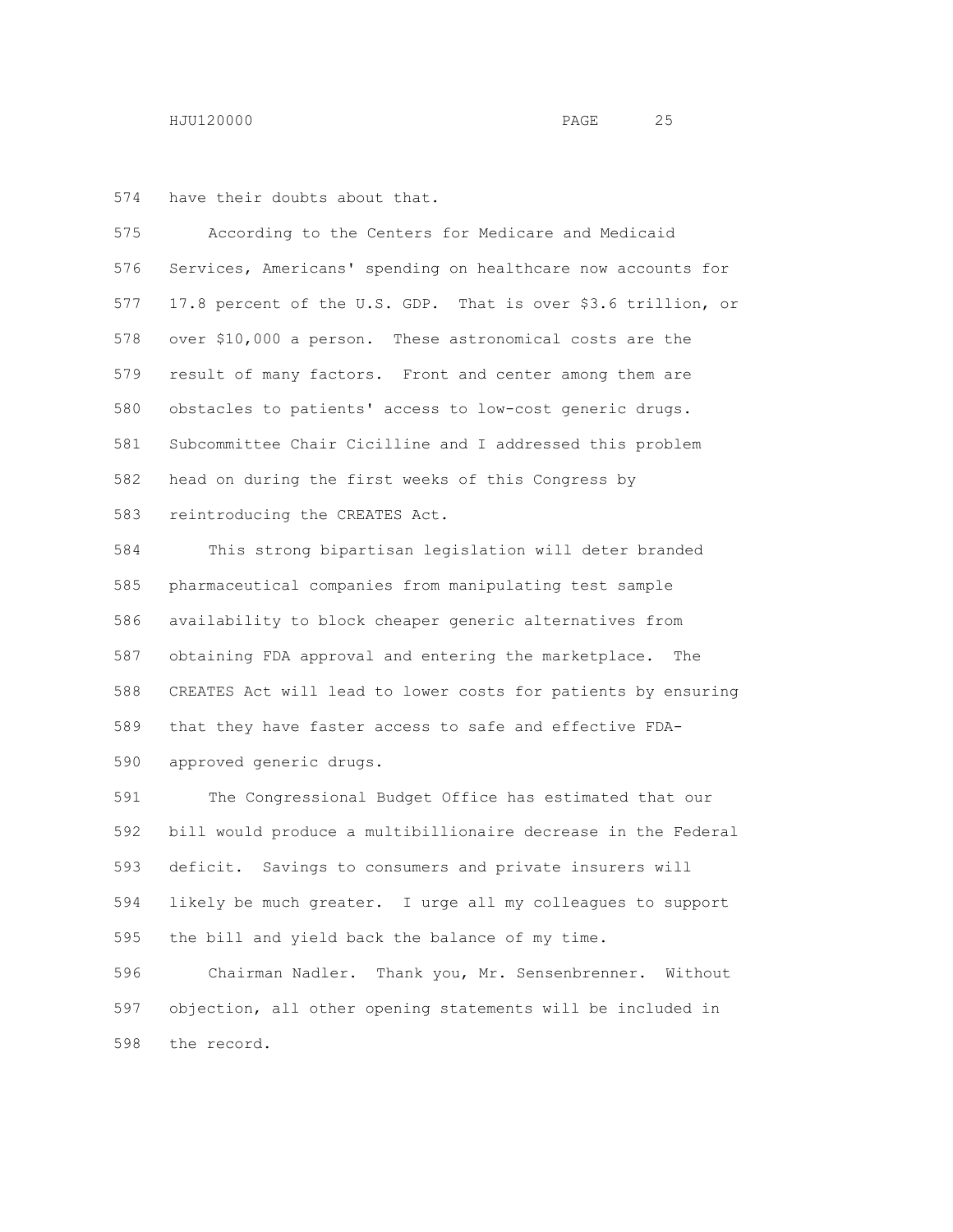have their doubts about that.

According to the Centers for Medicare and Medicaid Services, Americans' spending on healthcare now accounts for 17.8 percent of the U.S. GDP. That is over $3.6 trillion, or over $10,000 a person. These astronomical costs are the result of many factors. Front and center among them are obstacles to patients' access to low-cost generic drugs. Subcommittee Chair Cicilline and I addressed this problem head on during the first weeks of this Congress by reintroducing the CREATES Act.

This strong bipartisan legislation will deter branded pharmaceutical companies from manipulating test sample availability to block cheaper generic alternatives from obtaining FDA approval and entering the marketplace. The CREATES Act will lead to lower costs for patients by ensuring that they have faster access to safe and effective FDA-approved generic drugs.

The Congressional Budget Office has estimated that our bill would produce a multibillionaire decrease in the Federal deficit. Savings to consumers and private insurers will likely be much greater. I urge all my colleagues to support the bill and yield back the balance of my time.

Chairman Nadler. Thank you, Mr. Sensenbrenner. Without objection, all other opening statements will be included in the record.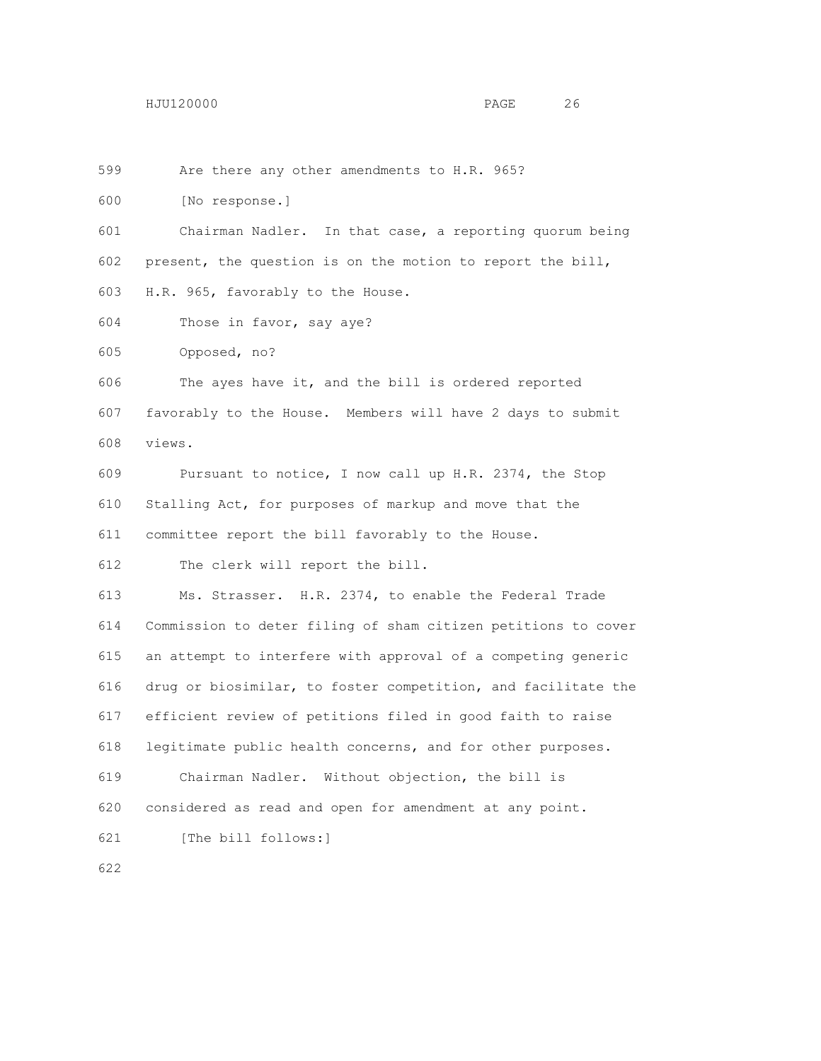Are there any other amendments to H.R. 965?

[No response.]

Chairman Nadler. In that case, a reporting quorum being present, the question is on the motion to report the bill, H.R. 965, favorably to the House.

Those in favor, say aye?

Opposed, no?

The ayes have it, and the bill is ordered reported favorably to the House. Members will have 2 days to submit views.

Pursuant to notice, I now call up H.R. 2374, the Stop Stalling Act, for purposes of markup and move that the committee report the bill favorably to the House.

The clerk will report the bill.

Ms. Strasser. H.R. 2374, to enable the Federal Trade Commission to deter filing of sham citizen petitions to cover an attempt to interfere with approval of a competing generic drug or biosimilar, to foster competition, and facilitate the efficient review of petitions filed in good faith to raise legitimate public health concerns, and for other purposes.

Chairman Nadler. Without objection, the bill is considered as read and open for amendment at any point.

[The bill follows:]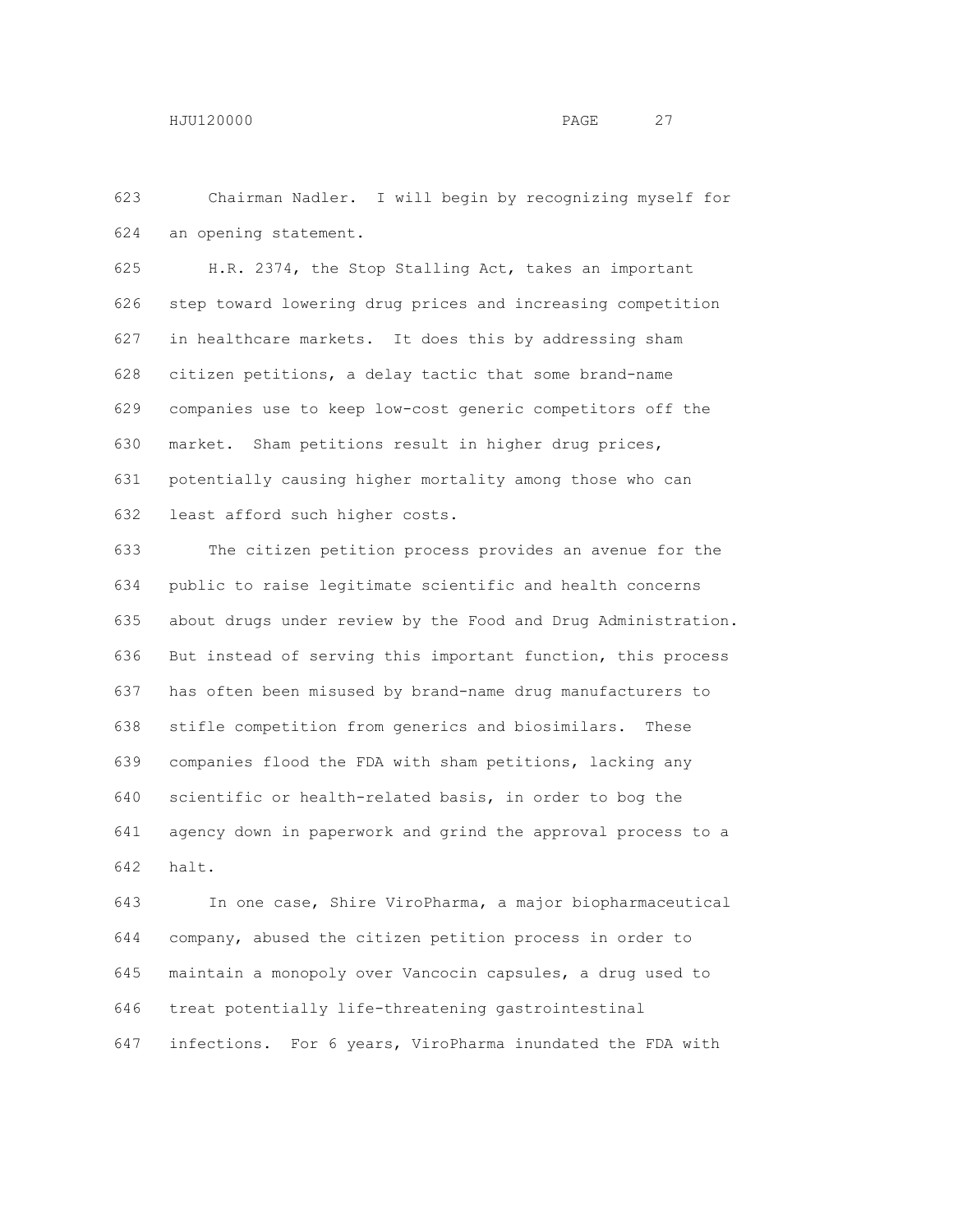Chairman Nadler. I will begin by recognizing myself for an opening statement.

H.R. 2374, the Stop Stalling Act, takes an important step toward lowering drug prices and increasing competition in healthcare markets. It does this by addressing sham citizen petitions, a delay tactic that some brand-name companies use to keep low-cost generic competitors off the market. Sham petitions result in higher drug prices, potentially causing higher mortality among those who can least afford such higher costs.

The citizen petition process provides an avenue for the public to raise legitimate scientific and health concerns about drugs under review by the Food and Drug Administration. But instead of serving this important function, this process has often been misused by brand-name drug manufacturers to stifle competition from generics and biosimilars. These companies flood the FDA with sham petitions, lacking any scientific or health-related basis, in order to bog the agency down in paperwork and grind the approval process to a halt.

In one case, Shire ViroPharma, a major biopharmaceutical company, abused the citizen petition process in order to maintain a monopoly over Vancocin capsules, a drug used to treat potentially life-threatening gastrointestinal infections. For 6 years, ViroPharma inundated the FDA with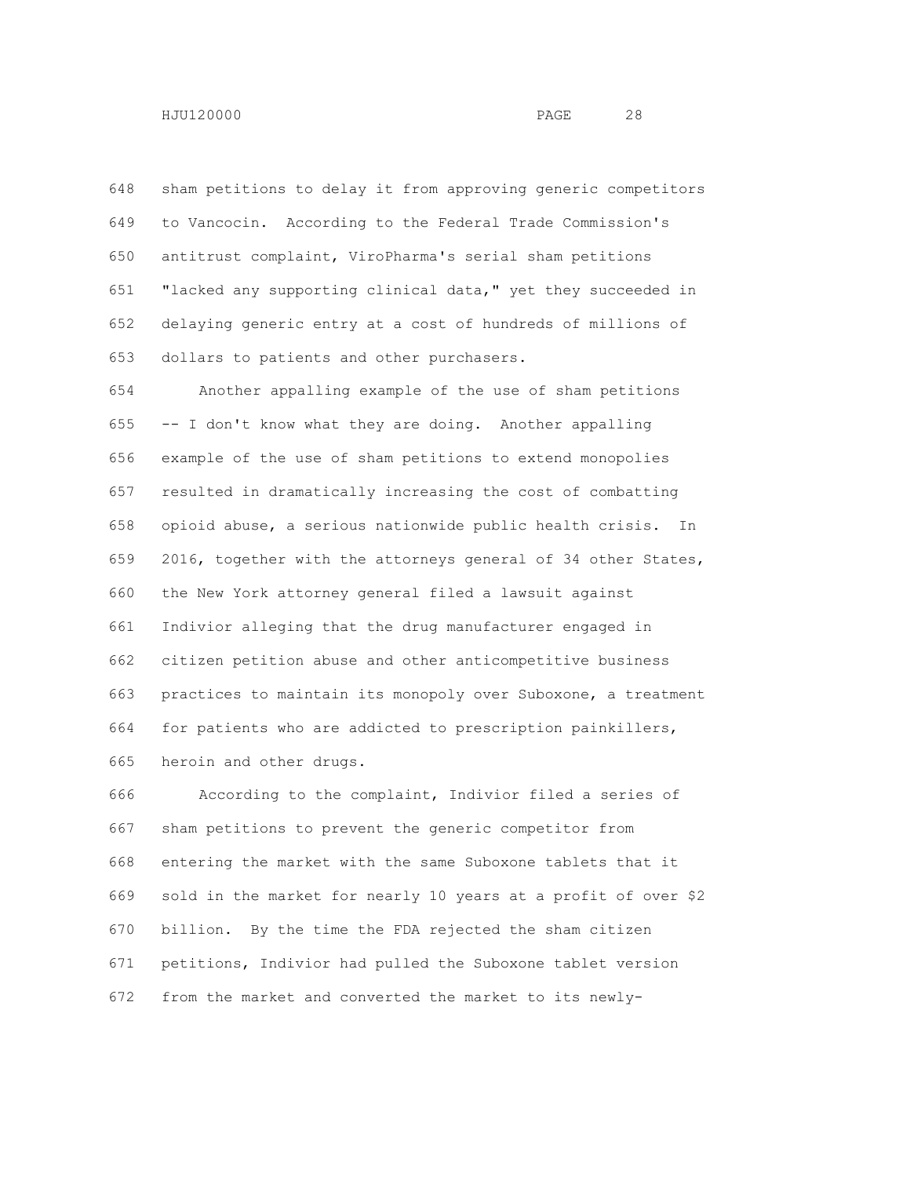sham petitions to delay it from approving generic competitors to Vancocin. According to the Federal Trade Commission's antitrust complaint, ViroPharma's serial sham petitions "lacked any supporting clinical data," yet they succeeded in delaying generic entry at a cost of hundreds of millions of dollars to patients and other purchasers.

Another appalling example of the use of sham petitions -- I don't know what they are doing. Another appalling example of the use of sham petitions to extend monopolies resulted in dramatically increasing the cost of combatting opioid abuse, a serious nationwide public health crisis. In 2016, together with the attorneys general of 34 other States, the New York attorney general filed a lawsuit against Indivior alleging that the drug manufacturer engaged in citizen petition abuse and other anticompetitive business practices to maintain its monopoly over Suboxone, a treatment for patients who are addicted to prescription painkillers, heroin and other drugs.

According to the complaint, Indivior filed a series of sham petitions to prevent the generic competitor from entering the market with the same Suboxone tablets that it sold in the market for nearly 10 years at a profit of over $2 billion. By the time the FDA rejected the sham citizen petitions, Indivior had pulled the Suboxone tablet version from the market and converted the market to its newly-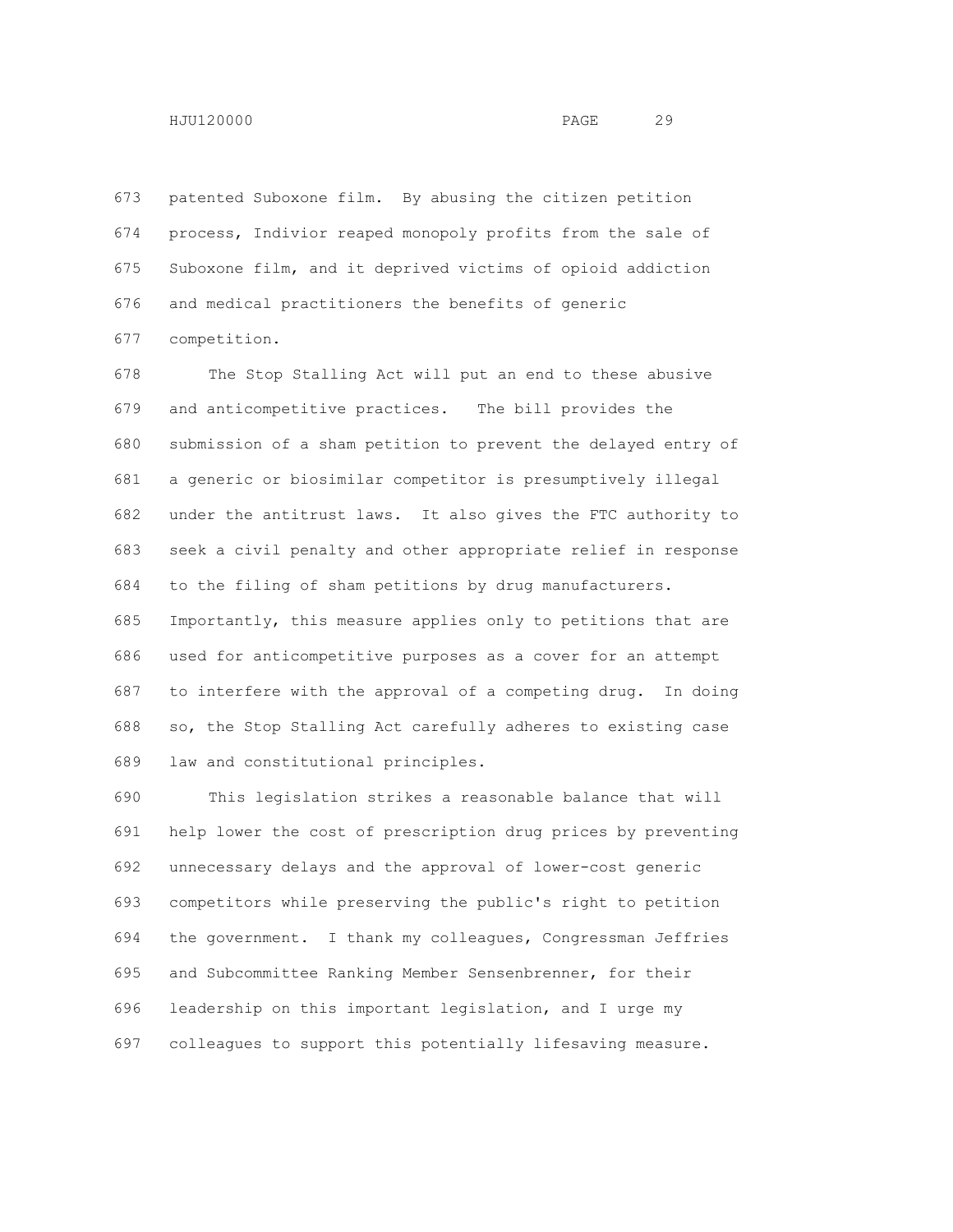patented Suboxone film. By abusing the citizen petition process, Indivior reaped monopoly profits from the sale of Suboxone film, and it deprived victims of opioid addiction and medical practitioners the benefits of generic competition.

The Stop Stalling Act will put an end to these abusive and anticompetitive practices. The bill provides the submission of a sham petition to prevent the delayed entry of a generic or biosimilar competitor is presumptively illegal under the antitrust laws. It also gives the FTC authority to seek a civil penalty and other appropriate relief in response to the filing of sham petitions by drug manufacturers. Importantly, this measure applies only to petitions that are used for anticompetitive purposes as a cover for an attempt to interfere with the approval of a competing drug. In doing so, the Stop Stalling Act carefully adheres to existing case law and constitutional principles.

This legislation strikes a reasonable balance that will help lower the cost of prescription drug prices by preventing unnecessary delays and the approval of lower-cost generic competitors while preserving the public's right to petition the government. I thank my colleagues, Congressman Jeffries and Subcommittee Ranking Member Sensenbrenner, for their leadership on this important legislation, and I urge my colleagues to support this potentially lifesaving measure.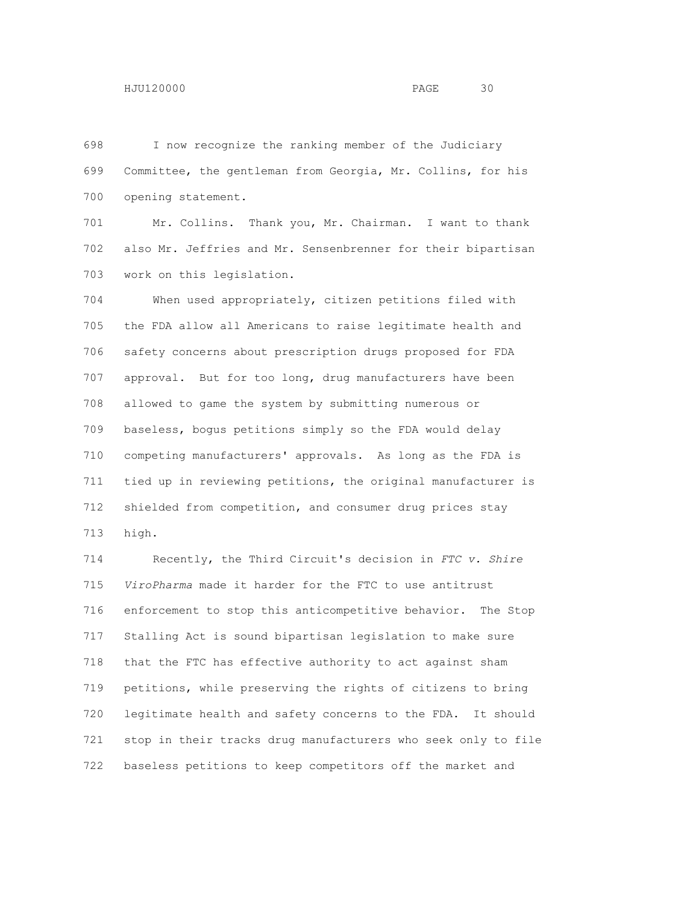I now recognize the ranking member of the Judiciary Committee, the gentleman from Georgia, Mr. Collins, for his opening statement.

Mr. Collins. Thank you, Mr. Chairman. I want to thank also Mr. Jeffries and Mr. Sensenbrenner for their bipartisan work on this legislation.

When used appropriately, citizen petitions filed with the FDA allow all Americans to raise legitimate health and safety concerns about prescription drugs proposed for FDA approval. But for too long, drug manufacturers have been allowed to game the system by submitting numerous or baseless, bogus petitions simply so the FDA would delay competing manufacturers' approvals. As long as the FDA is tied up in reviewing petitions, the original manufacturer is shielded from competition, and consumer drug prices stay high.

Recently, the Third Circuit's decision in *FTC v. Shire ViroPharma* made it harder for the FTC to use antitrust enforcement to stop this anticompetitive behavior. The Stop Stalling Act is sound bipartisan legislation to make sure that the FTC has effective authority to act against sham petitions, while preserving the rights of citizens to bring legitimate health and safety concerns to the FDA. It should stop in their tracks drug manufacturers who seek only to file baseless petitions to keep competitors off the market and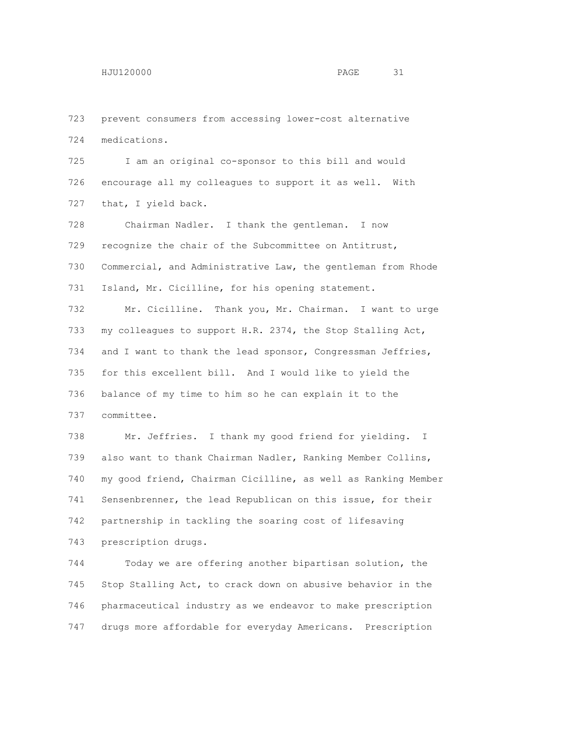prevent consumers from accessing lower-cost alternative medications.

I am an original co-sponsor to this bill and would encourage all my colleagues to support it as well. With that, I yield back.

Chairman Nadler. I thank the gentleman. I now recognize the chair of the Subcommittee on Antitrust, Commercial, and Administrative Law, the gentleman from Rhode Island, Mr. Cicilline, for his opening statement.

Mr. Cicilline. Thank you, Mr. Chairman. I want to urge my colleagues to support H.R. 2374, the Stop Stalling Act, and I want to thank the lead sponsor, Congressman Jeffries, for this excellent bill. And I would like to yield the balance of my time to him so he can explain it to the committee.

Mr. Jeffries. I thank my good friend for yielding. I also want to thank Chairman Nadler, Ranking Member Collins, my good friend, Chairman Cicilline, as well as Ranking Member Sensenbrenner, the lead Republican on this issue, for their partnership in tackling the soaring cost of lifesaving prescription drugs.

Today we are offering another bipartisan solution, the Stop Stalling Act, to crack down on abusive behavior in the pharmaceutical industry as we endeavor to make prescription drugs more affordable for everyday Americans. Prescription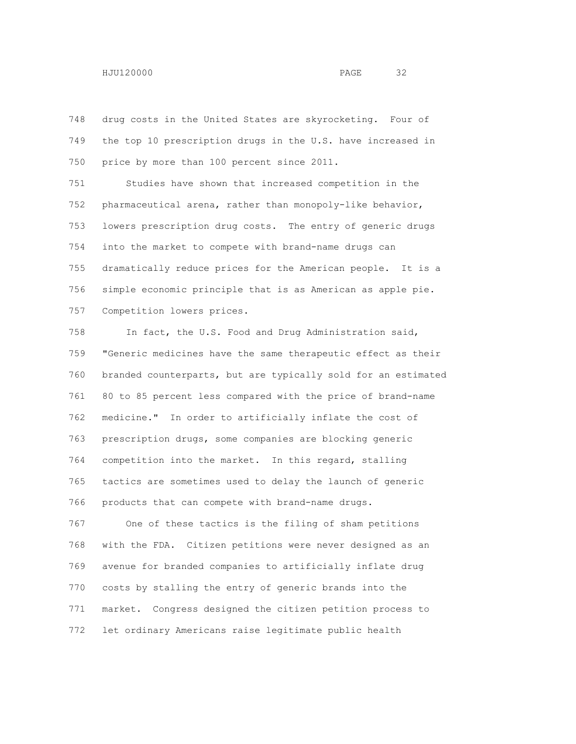drug costs in the United States are skyrocketing. Four of the top 10 prescription drugs in the U.S. have increased in price by more than 100 percent since 2011.

Studies have shown that increased competition in the pharmaceutical arena, rather than monopoly-like behavior, lowers prescription drug costs. The entry of generic drugs into the market to compete with brand-name drugs can dramatically reduce prices for the American people. It is a simple economic principle that is as American as apple pie. Competition lowers prices.

In fact, the U.S. Food and Drug Administration said, "Generic medicines have the same therapeutic effect as their branded counterparts, but are typically sold for an estimated 80 to 85 percent less compared with the price of brand-name medicine." In order to artificially inflate the cost of prescription drugs, some companies are blocking generic competition into the market. In this regard, stalling tactics are sometimes used to delay the launch of generic products that can compete with brand-name drugs.

One of these tactics is the filing of sham petitions with the FDA. Citizen petitions were never designed as an avenue for branded companies to artificially inflate drug costs by stalling the entry of generic brands into the market. Congress designed the citizen petition process to let ordinary Americans raise legitimate public health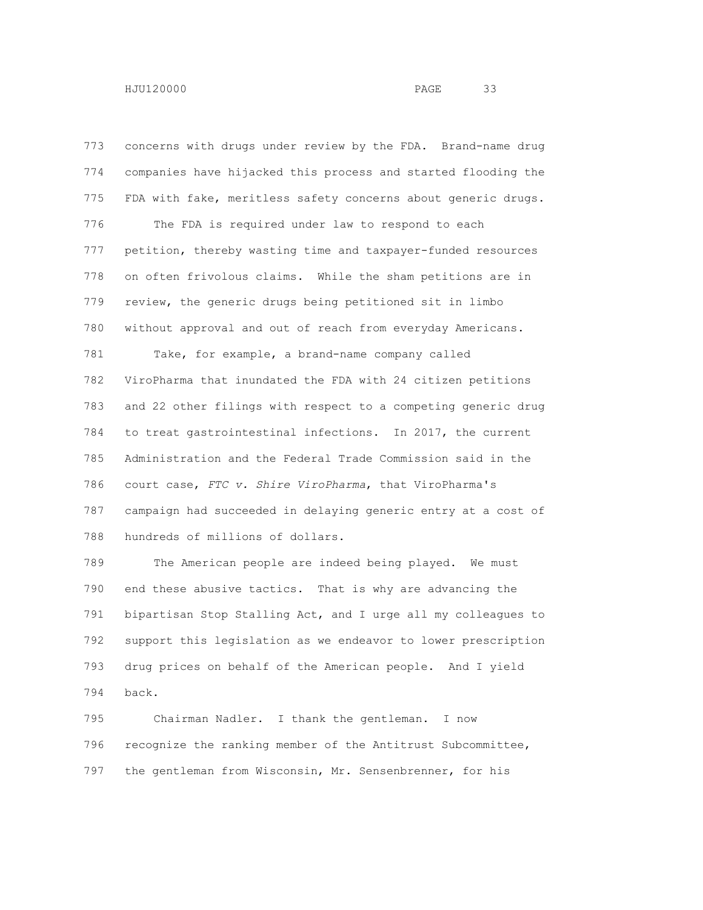concerns with drugs under review by the FDA. Brand-name drug companies have hijacked this process and started flooding the FDA with fake, meritless safety concerns about generic drugs.

The FDA is required under law to respond to each petition, thereby wasting time and taxpayer-funded resources on often frivolous claims. While the sham petitions are in review, the generic drugs being petitioned sit in limbo without approval and out of reach from everyday Americans.

Take, for example, a brand-name company called ViroPharma that inundated the FDA with 24 citizen petitions and 22 other filings with respect to a competing generic drug to treat gastrointestinal infections. In 2017, the current Administration and the Federal Trade Commission said in the court case, *FTC v. Shire ViroPharma*, that ViroPharma's campaign had succeeded in delaying generic entry at a cost of hundreds of millions of dollars.

The American people are indeed being played. We must end these abusive tactics. That is why are advancing the bipartisan Stop Stalling Act, and I urge all my colleagues to support this legislation as we endeavor to lower prescription drug prices on behalf of the American people. And I yield back.

Chairman Nadler. I thank the gentleman. I now recognize the ranking member of the Antitrust Subcommittee, the gentleman from Wisconsin, Mr. Sensenbrenner, for his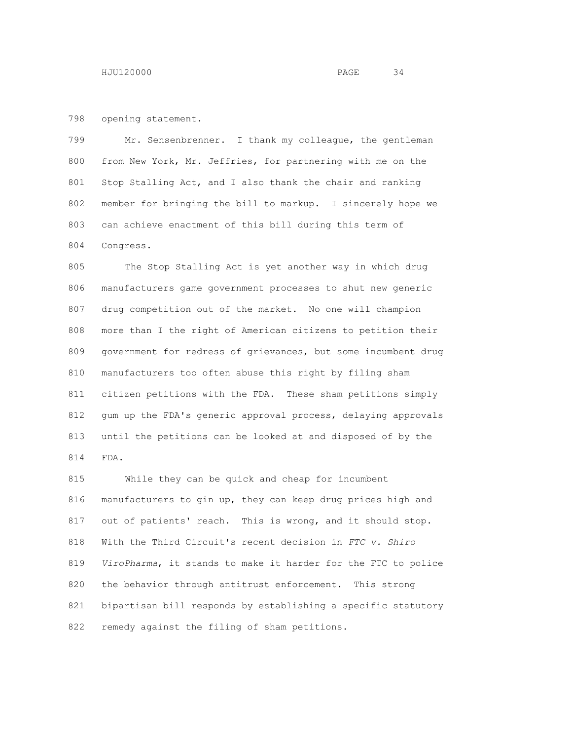opening statement.

Mr. Sensenbrenner. I thank my colleague, the gentleman from New York, Mr. Jeffries, for partnering with me on the Stop Stalling Act, and I also thank the chair and ranking member for bringing the bill to markup. I sincerely hope we can achieve enactment of this bill during this term of Congress.

The Stop Stalling Act is yet another way in which drug manufacturers game government processes to shut new generic drug competition out of the market. No one will champion more than I the right of American citizens to petition their government for redress of grievances, but some incumbent drug manufacturers too often abuse this right by filing sham citizen petitions with the FDA. These sham petitions simply gum up the FDA's generic approval process, delaying approvals until the petitions can be looked at and disposed of by the FDA.

While they can be quick and cheap for incumbent manufacturers to gin up, they can keep drug prices high and out of patients' reach. This is wrong, and it should stop. With the Third Circuit's recent decision in *FTC v. Shiro ViroPharma*, it stands to make it harder for the FTC to police the behavior through antitrust enforcement. This strong bipartisan bill responds by establishing a specific statutory remedy against the filing of sham petitions.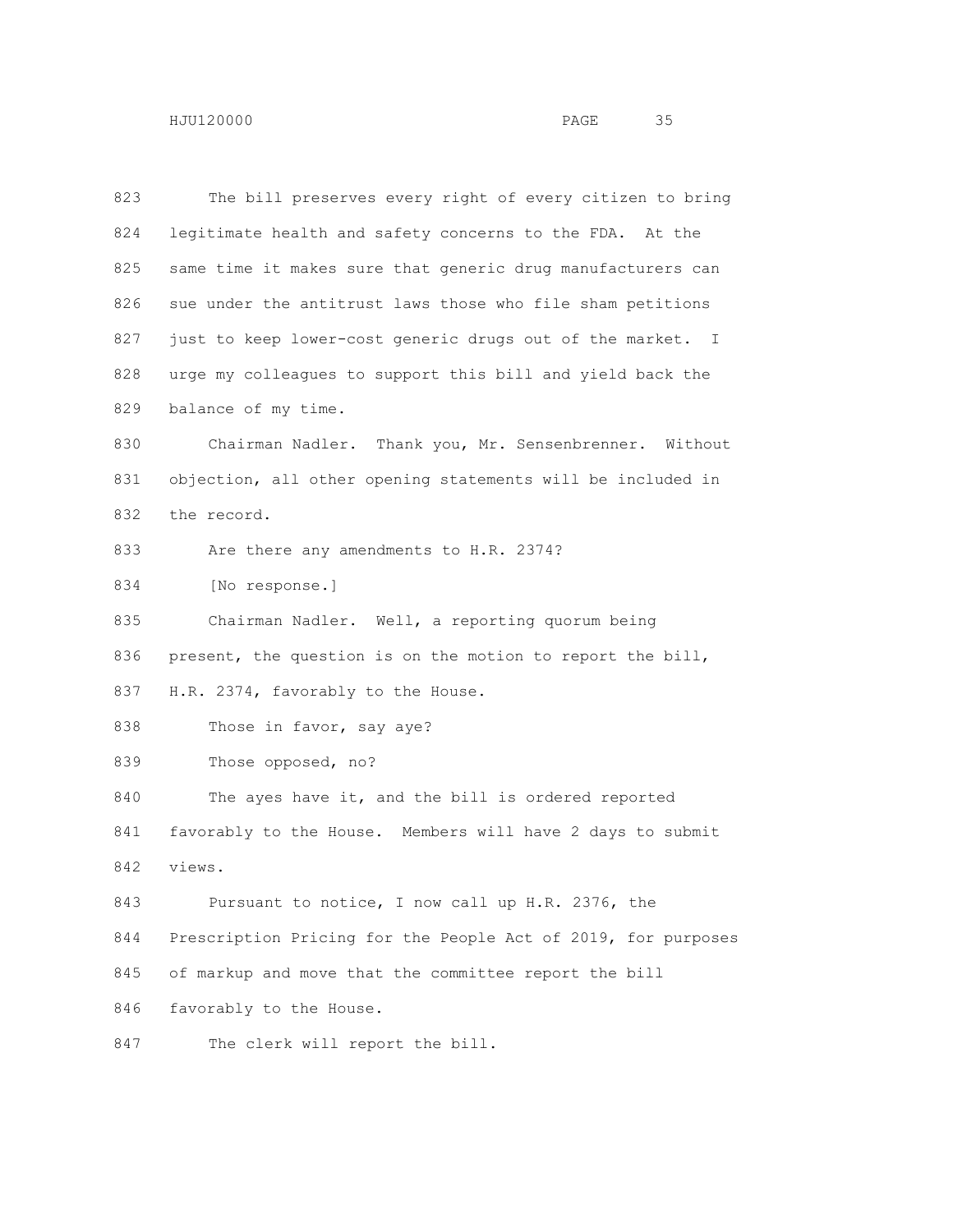The bill preserves every right of every citizen to bring legitimate health and safety concerns to the FDA. At the same time it makes sure that generic drug manufacturers can sue under the antitrust laws those who file sham petitions just to keep lower-cost generic drugs out of the market. I urge my colleagues to support this bill and yield back the balance of my time.

Chairman Nadler. Thank you, Mr. Sensenbrenner. Without objection, all other opening statements will be included in the record.

Are there any amendments to H.R. 2374?

[No response.]

Chairman Nadler. Well, a reporting quorum being present, the question is on the motion to report the bill, H.R. 2374, favorably to the House.

Those in favor, say aye?

Those opposed, no?

The ayes have it, and the bill is ordered reported favorably to the House. Members will have 2 days to submit views.

Pursuant to notice, I now call up H.R. 2376, the Prescription Pricing for the People Act of 2019, for purposes of markup and move that the committee report the bill favorably to the House.

The clerk will report the bill.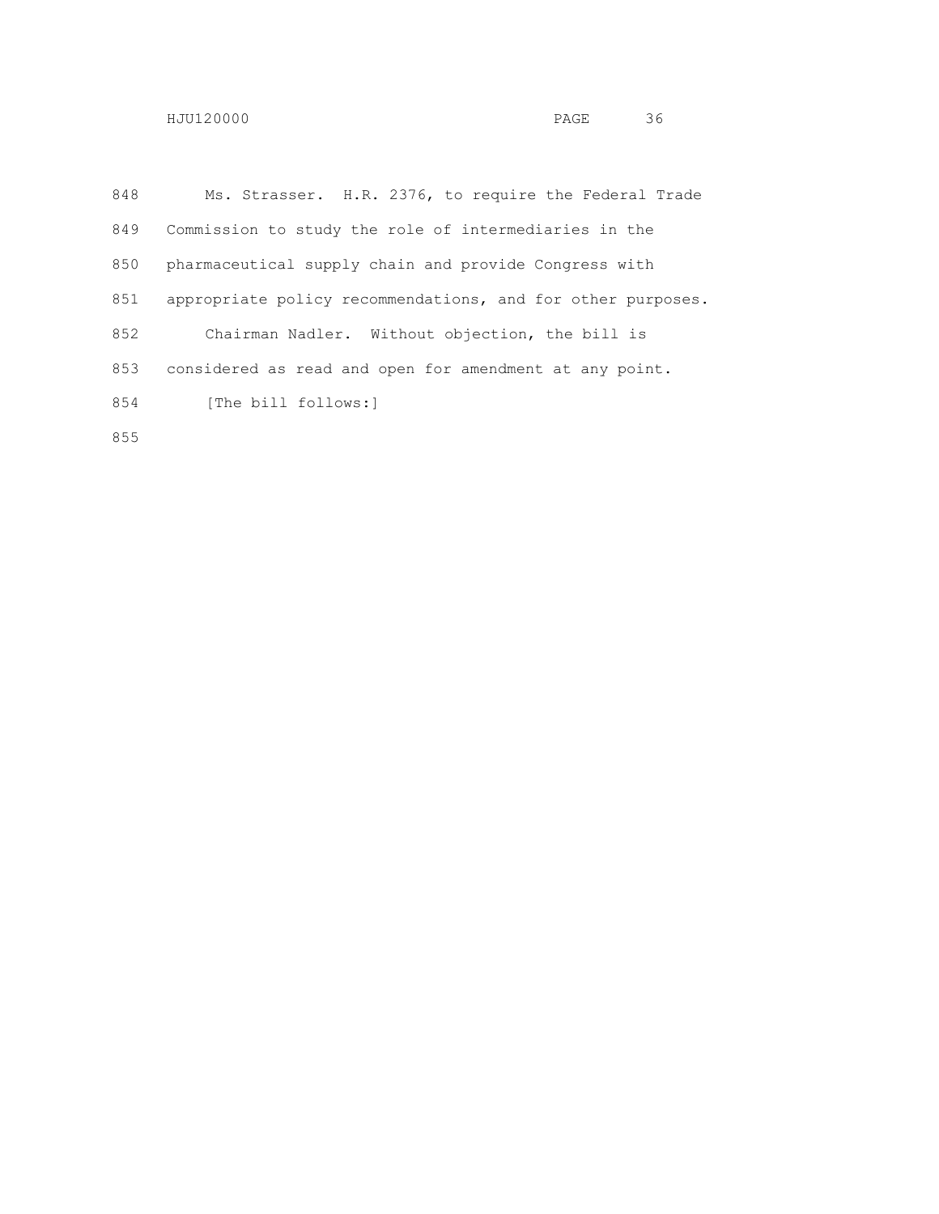848 Ms. Strasser. H.R. 2376, to require the Federal Trade
849 Commission to study the role of intermediaries in the
850 pharmaceutical supply chain and provide Congress with
851 appropriate policy recommendations, and for other purposes.
852 Chairman Nadler. Without objection, the bill is
853 considered as read and open for amendment at any point.
854 [The bill follows:]
855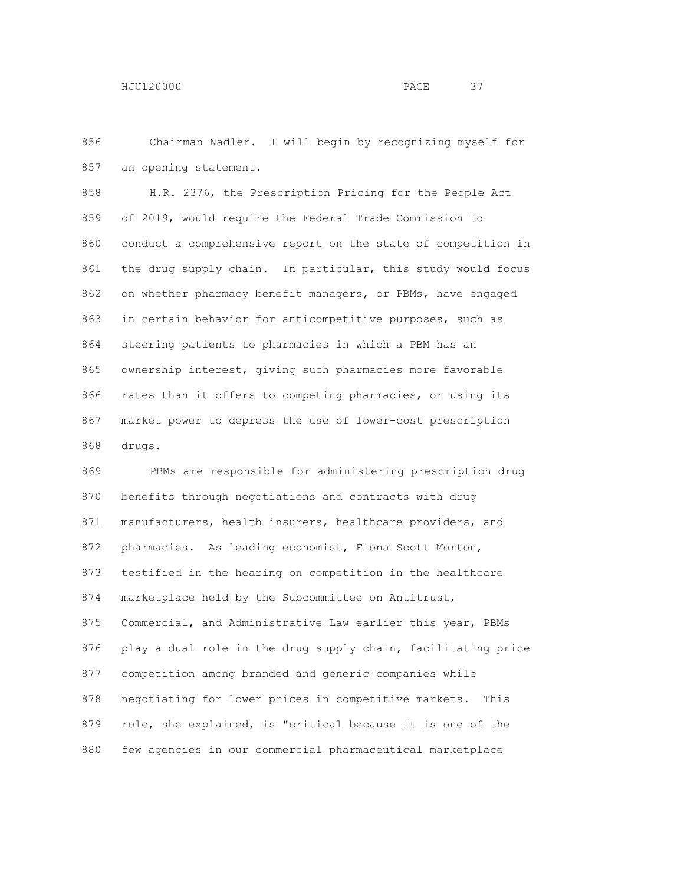Chairman Nadler. I will begin by recognizing myself for an opening statement.

H.R. 2376, the Prescription Pricing for the People Act of 2019, would require the Federal Trade Commission to conduct a comprehensive report on the state of competition in the drug supply chain. In particular, this study would focus on whether pharmacy benefit managers, or PBMs, have engaged in certain behavior for anticompetitive purposes, such as steering patients to pharmacies in which a PBM has an ownership interest, giving such pharmacies more favorable rates than it offers to competing pharmacies, or using its market power to depress the use of lower-cost prescription drugs.

PBMs are responsible for administering prescription drug benefits through negotiations and contracts with drug manufacturers, health insurers, healthcare providers, and pharmacies. As leading economist, Fiona Scott Morton, testified in the hearing on competition in the healthcare marketplace held by the Subcommittee on Antitrust, Commercial, and Administrative Law earlier this year, PBMs play a dual role in the drug supply chain, facilitating price competition among branded and generic companies while negotiating for lower prices in competitive markets. This role, she explained, is "critical because it is one of the few agencies in our commercial pharmaceutical marketplace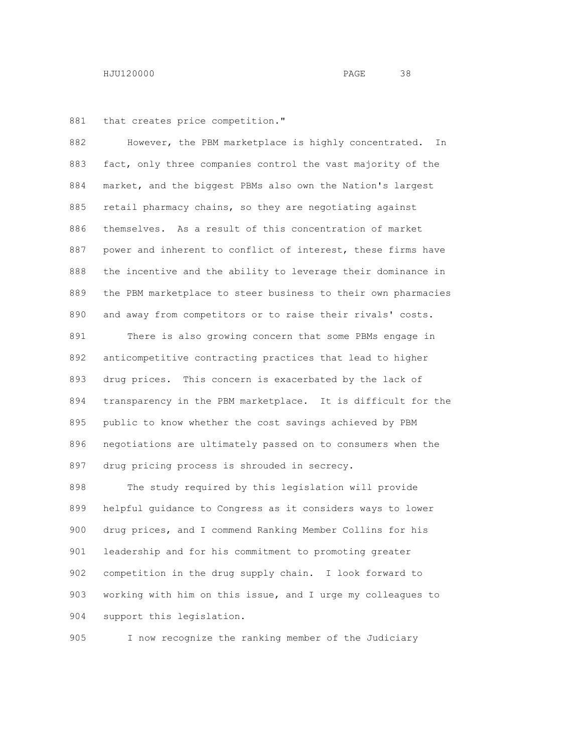that creates price competition."

However, the PBM marketplace is highly concentrated. In fact, only three companies control the vast majority of the market, and the biggest PBMs also own the Nation's largest retail pharmacy chains, so they are negotiating against themselves. As a result of this concentration of market power and inherent to conflict of interest, these firms have the incentive and the ability to leverage their dominance in the PBM marketplace to steer business to their own pharmacies and away from competitors or to raise their rivals' costs.

There is also growing concern that some PBMs engage in anticompetitive contracting practices that lead to higher drug prices. This concern is exacerbated by the lack of transparency in the PBM marketplace. It is difficult for the public to know whether the cost savings achieved by PBM negotiations are ultimately passed on to consumers when the drug pricing process is shrouded in secrecy.

The study required by this legislation will provide helpful guidance to Congress as it considers ways to lower drug prices, and I commend Ranking Member Collins for his leadership and for his commitment to promoting greater competition in the drug supply chain. I look forward to working with him on this issue, and I urge my colleagues to support this legislation.

I now recognize the ranking member of the Judiciary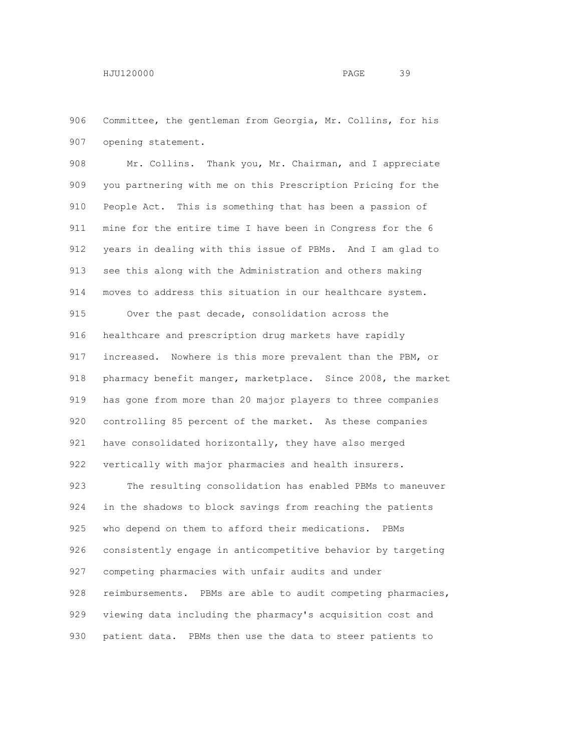Committee, the gentleman from Georgia, Mr. Collins, for his opening statement.

Mr. Collins. Thank you, Mr. Chairman, and I appreciate you partnering with me on this Prescription Pricing for the People Act. This is something that has been a passion of mine for the entire time I have been in Congress for the 6 years in dealing with this issue of PBMs. And I am glad to see this along with the Administration and others making moves to address this situation in our healthcare system.

Over the past decade, consolidation across the healthcare and prescription drug markets have rapidly increased. Nowhere is this more prevalent than the PBM, or pharmacy benefit manger, marketplace. Since 2008, the market has gone from more than 20 major players to three companies controlling 85 percent of the market. As these companies have consolidated horizontally, they have also merged vertically with major pharmacies and health insurers.

The resulting consolidation has enabled PBMs to maneuver in the shadows to block savings from reaching the patients who depend on them to afford their medications. PBMs consistently engage in anticompetitive behavior by targeting competing pharmacies with unfair audits and under reimbursements. PBMs are able to audit competing pharmacies, viewing data including the pharmacy's acquisition cost and patient data. PBMs then use the data to steer patients to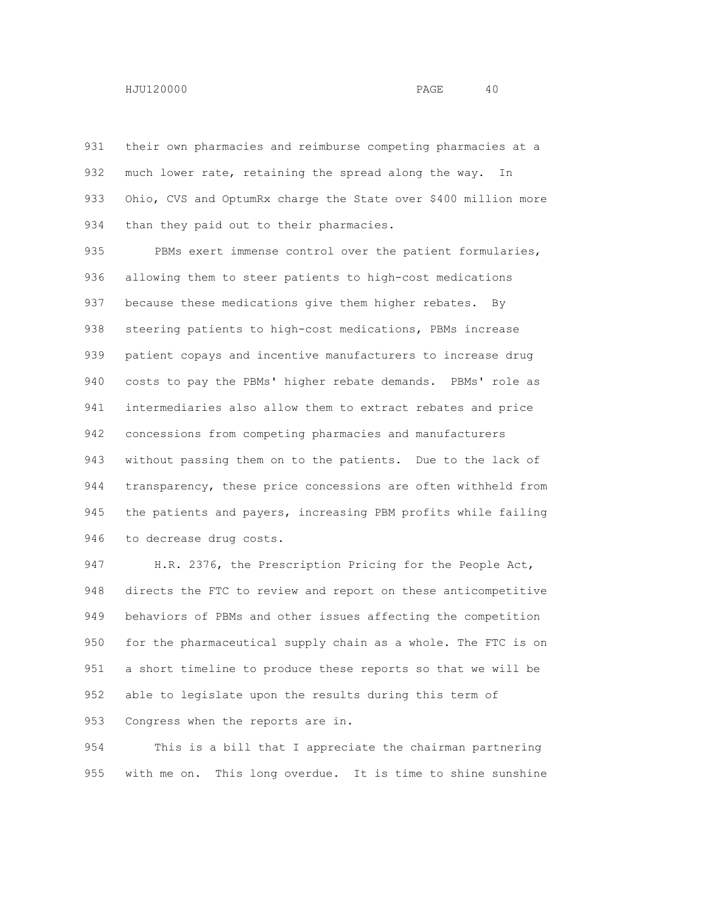their own pharmacies and reimburse competing pharmacies at a much lower rate, retaining the spread along the way. In Ohio, CVS and OptumRx charge the State over $400 million more than they paid out to their pharmacies.

PBMs exert immense control over the patient formularies, allowing them to steer patients to high-cost medications because these medications give them higher rebates. By steering patients to high-cost medications, PBMs increase patient copays and incentive manufacturers to increase drug costs to pay the PBMs' higher rebate demands. PBMs' role as intermediaries also allow them to extract rebates and price concessions from competing pharmacies and manufacturers without passing them on to the patients. Due to the lack of transparency, these price concessions are often withheld from the patients and payers, increasing PBM profits while failing to decrease drug costs.

H.R. 2376, the Prescription Pricing for the People Act, directs the FTC to review and report on these anticompetitive behaviors of PBMs and other issues affecting the competition for the pharmaceutical supply chain as a whole. The FTC is on a short timeline to produce these reports so that we will be able to legislate upon the results during this term of Congress when the reports are in.

This is a bill that I appreciate the chairman partnering with me on. This long overdue. It is time to shine sunshine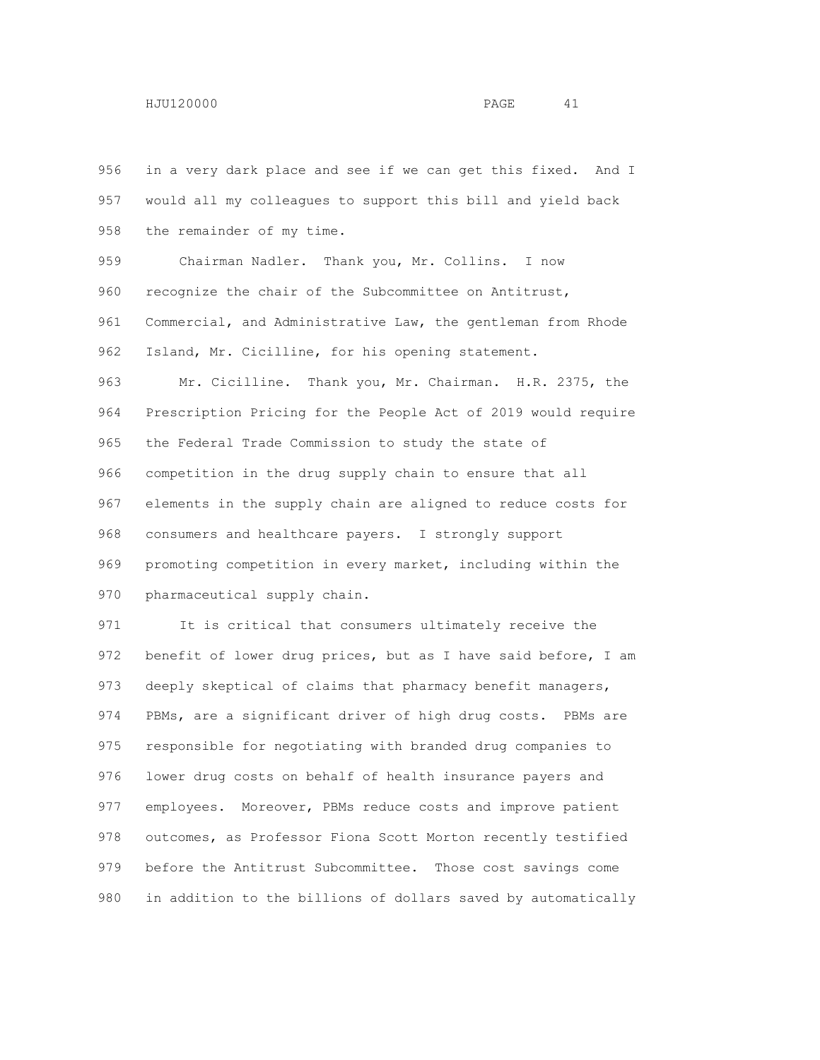in a very dark place and see if we can get this fixed. And I would all my colleagues to support this bill and yield back the remainder of my time.

Chairman Nadler. Thank you, Mr. Collins. I now recognize the chair of the Subcommittee on Antitrust, Commercial, and Administrative Law, the gentleman from Rhode Island, Mr. Cicilline, for his opening statement.

Mr. Cicilline. Thank you, Mr. Chairman. H.R. 2375, the Prescription Pricing for the People Act of 2019 would require the Federal Trade Commission to study the state of competition in the drug supply chain to ensure that all elements in the supply chain are aligned to reduce costs for consumers and healthcare payers. I strongly support promoting competition in every market, including within the pharmaceutical supply chain.

It is critical that consumers ultimately receive the benefit of lower drug prices, but as I have said before, I am deeply skeptical of claims that pharmacy benefit managers, PBMs, are a significant driver of high drug costs. PBMs are responsible for negotiating with branded drug companies to lower drug costs on behalf of health insurance payers and employees. Moreover, PBMs reduce costs and improve patient outcomes, as Professor Fiona Scott Morton recently testified before the Antitrust Subcommittee. Those cost savings come in addition to the billions of dollars saved by automatically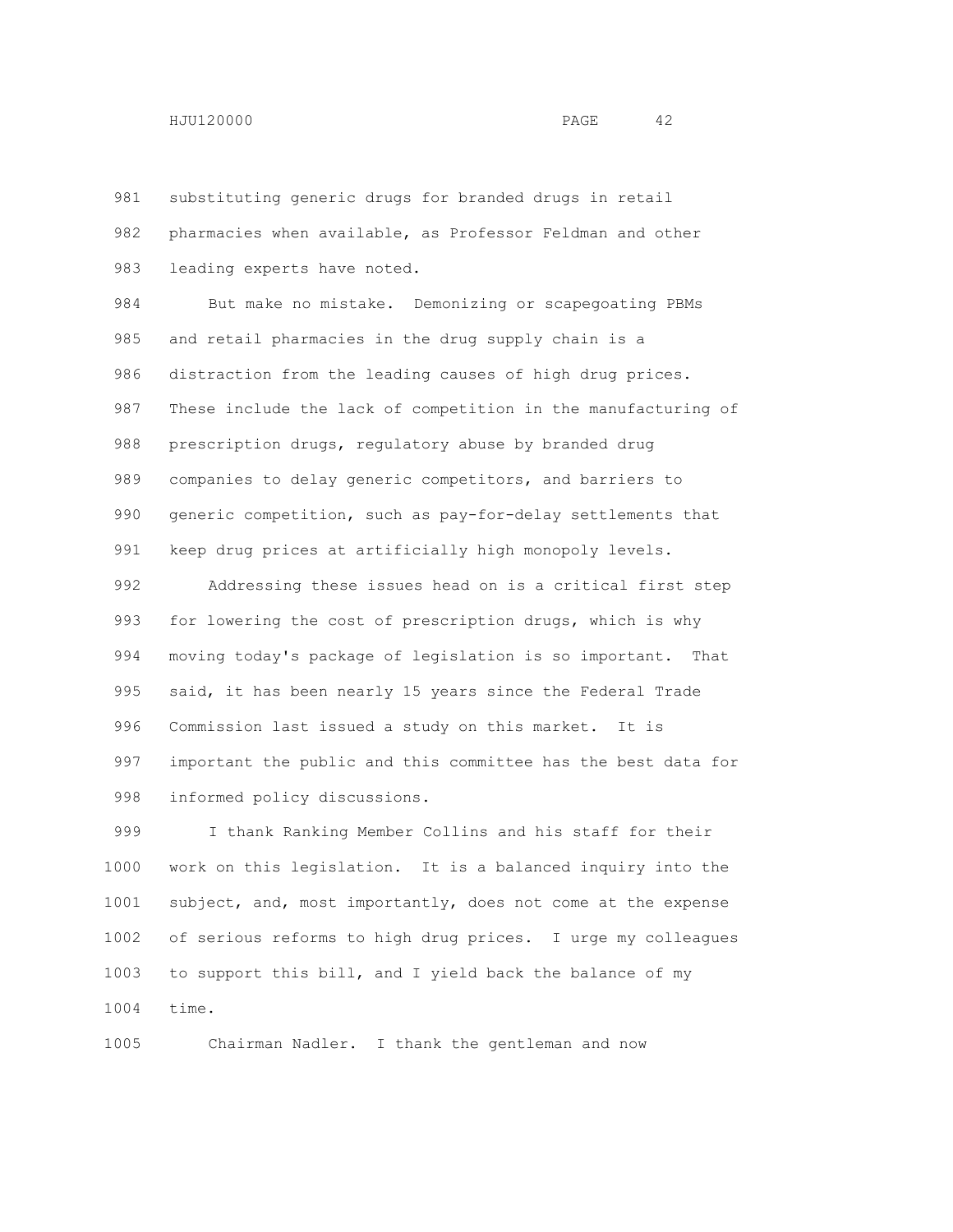substituting generic drugs for branded drugs in retail pharmacies when available, as Professor Feldman and other leading experts have noted.

But make no mistake. Demonizing or scapegoating PBMs and retail pharmacies in the drug supply chain is a distraction from the leading causes of high drug prices. These include the lack of competition in the manufacturing of prescription drugs, regulatory abuse by branded drug companies to delay generic competitors, and barriers to generic competition, such as pay-for-delay settlements that keep drug prices at artificially high monopoly levels.

Addressing these issues head on is a critical first step for lowering the cost of prescription drugs, which is why moving today's package of legislation is so important. That said, it has been nearly 15 years since the Federal Trade Commission last issued a study on this market. It is important the public and this committee has the best data for informed policy discussions.

I thank Ranking Member Collins and his staff for their work on this legislation. It is a balanced inquiry into the subject, and, most importantly, does not come at the expense of serious reforms to high drug prices. I urge my colleagues to support this bill, and I yield back the balance of my time.

Chairman Nadler. I thank the gentleman and now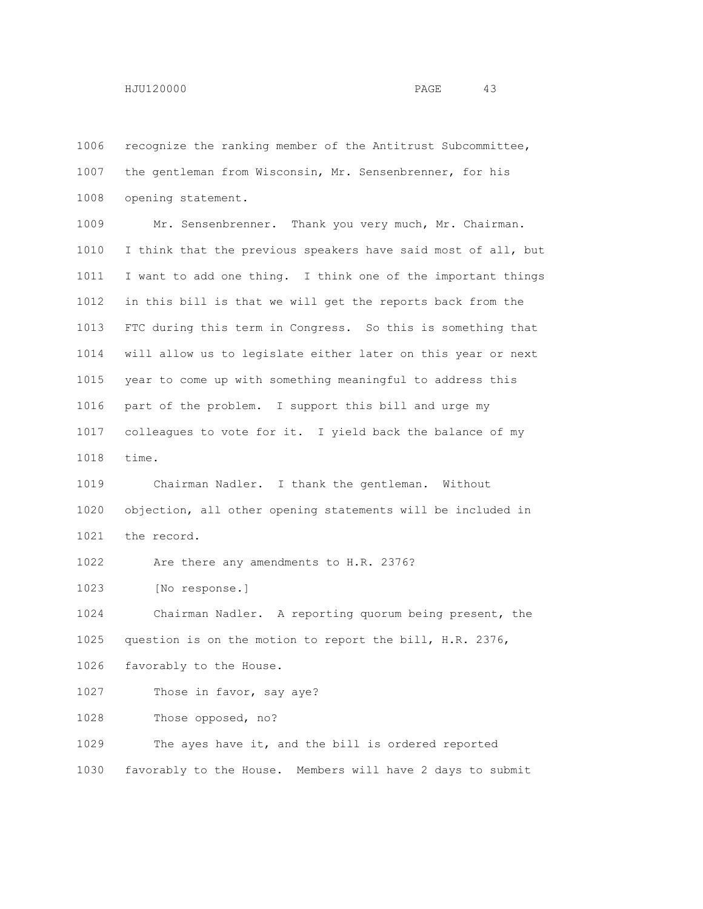recognize the ranking member of the Antitrust Subcommittee, the gentleman from Wisconsin, Mr. Sensenbrenner, for his opening statement.

Mr. Sensenbrenner. Thank you very much, Mr. Chairman. I think that the previous speakers have said most of all, but I want to add one thing. I think one of the important things in this bill is that we will get the reports back from the FTC during this term in Congress. So this is something that will allow us to legislate either later on this year or next year to come up with something meaningful to address this part of the problem. I support this bill and urge my colleagues to vote for it. I yield back the balance of my time.

Chairman Nadler. I thank the gentleman. Without objection, all other opening statements will be included in the record.

Are there any amendments to H.R. 2376?

[No response.]

Chairman Nadler. A reporting quorum being present, the question is on the motion to report the bill, H.R. 2376, favorably to the House.

Those in favor, say aye?

Those opposed, no?

The ayes have it, and the bill is ordered reported favorably to the House. Members will have 2 days to submit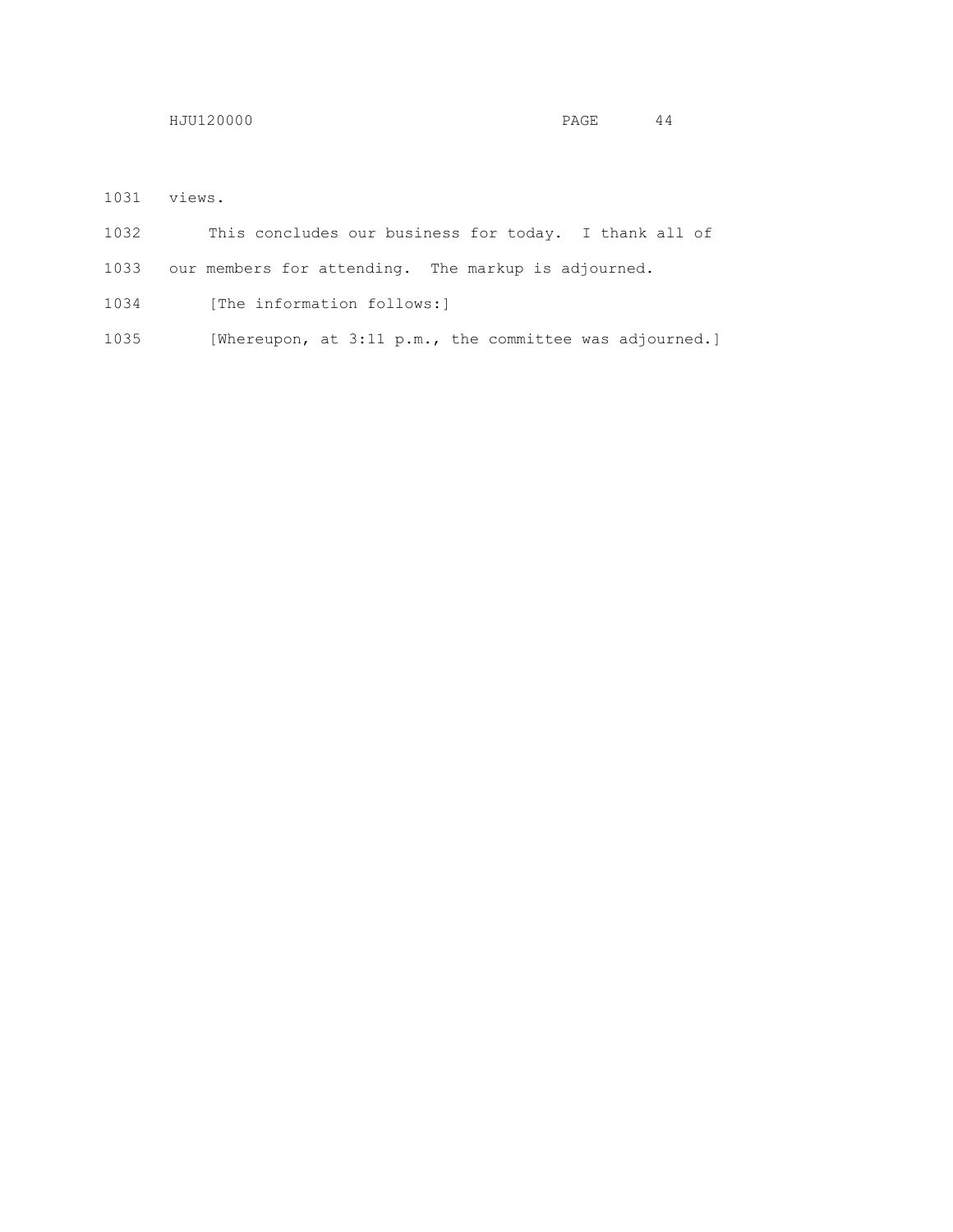1031 views.

1032 This concludes our business for today. I thank all of

1033 our members for attending. The markup is adjourned.

1034 [The information follows:]

1035 [Whereupon, at 3:11 p.m., the committee was adjourned.]